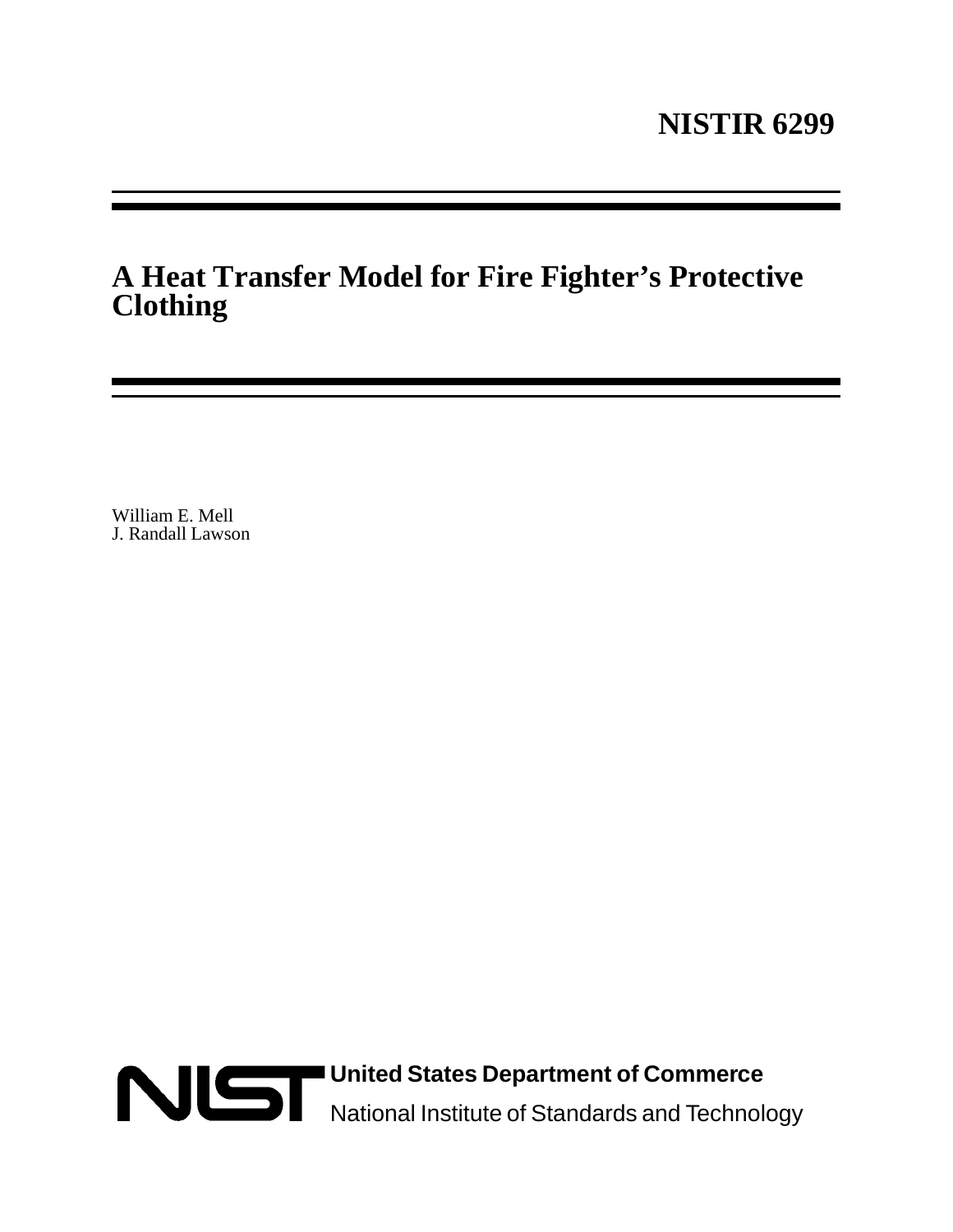**NISTIR 6299**

# A Heat Transfer Model for Fire Fighter's Protective Clothing

William E. Mell
J. Randall Lawson

**United States Department of Commerce**
National Institute of Standards and Technology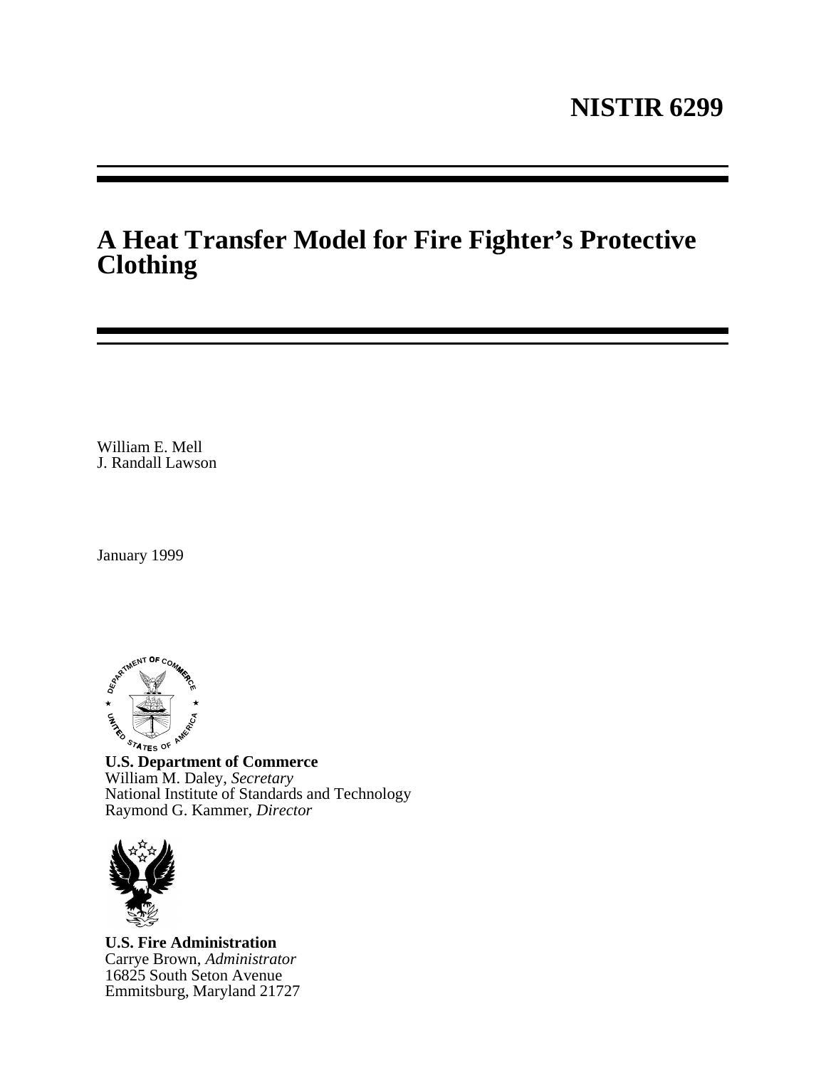# NISTIR 6299

# A Heat Transfer Model for Fire Fighter's Protective Clothing

William E. Mell
J. Randall Lawson

January 1999

**U.S. Department of Commerce**
William M. Daley, *Secretary*
National Institute of Standards and Technology
Raymond G. Kammer, *Director*

**U.S. Fire Administration**
Carrye Brown, *Administrator*
16825 South Seton Avenue
Emmitsburg, Maryland 21727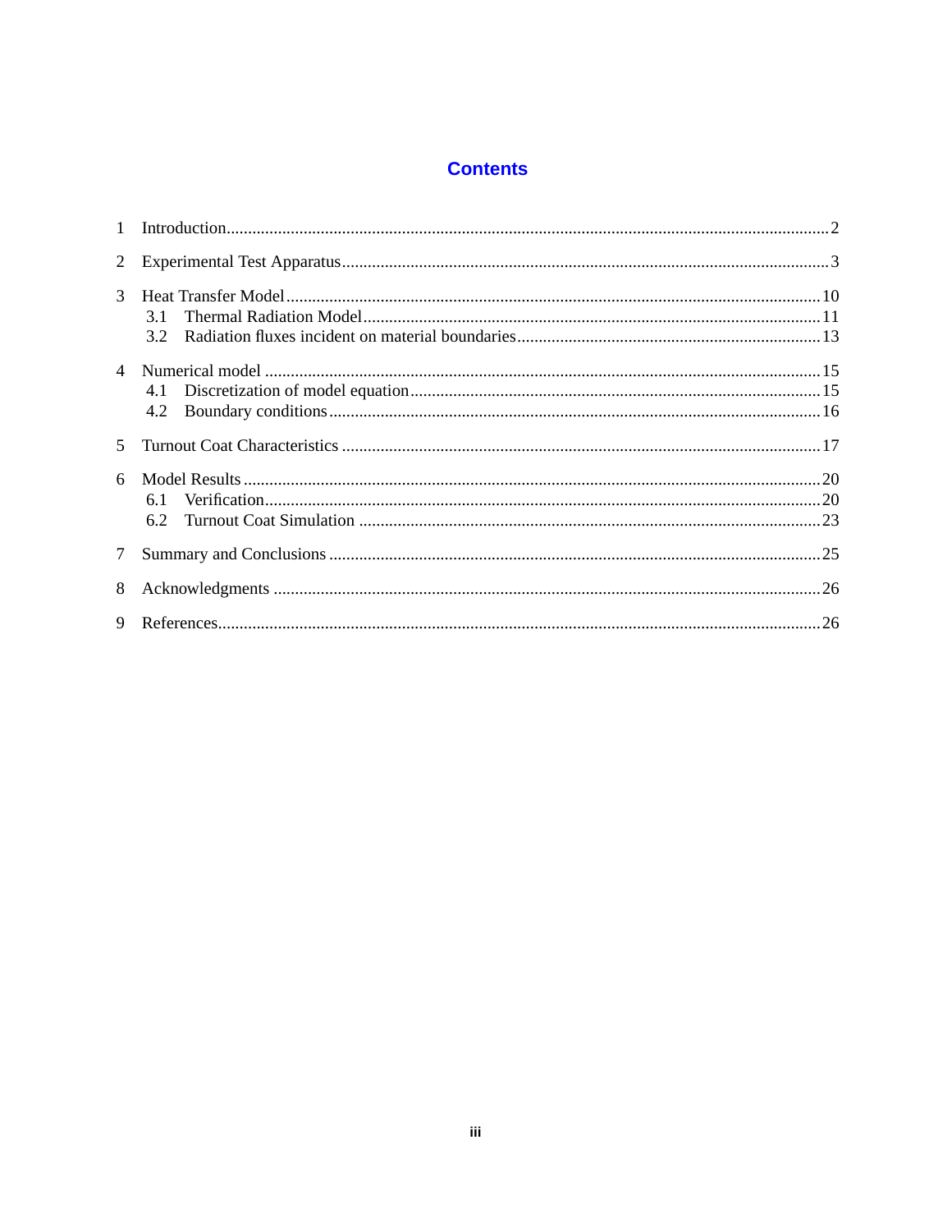# Contents

1 Introduction........................................................................................................................2

2 Experimental Test Apparatus..............................................................................................3

3 Heat Transfer Model.........................................................................................................10
   3.1 Thermal Radiation Model.........................................................................................11
   3.2 Radiation fluxes incident on material boundaries.....................................................13

4 Numerical model ..............................................................................................................15
   4.1 Discretization of model equation..............................................................................15
   4.2 Boundary conditions.................................................................................................16

5 Turnout Coat Characteristics ............................................................................................17

6 Model Results ...................................................................................................................20
   6.1 Verification................................................................................................................20
   6.2 Turnout Coat Simulation ..........................................................................................23

7 Summary and Conclusions ...............................................................................................25

8 Acknowledgments ............................................................................................................26

9 References.........................................................................................................................26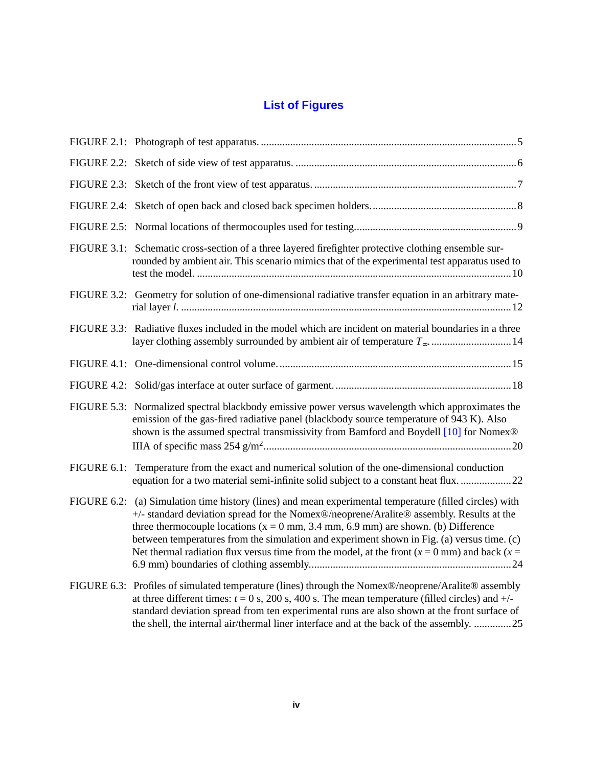# List of Figures

FIGURE 2.1: Photograph of test apparatus. .......... 5

FIGURE 2.2: Sketch of side view of test apparatus. .......... 6

FIGURE 2.3: Sketch of the front view of test apparatus. .......... 7

FIGURE 2.4: Sketch of open back and closed back specimen holders. .......... 8

FIGURE 2.5: Normal locations of thermocouples used for testing. .......... 9

FIGURE 3.1: Schematic cross-section of a three layered firefighter protective clothing ensemble surrounded by ambient air. This scenario mimics that of the experimental test apparatus used to test the model. .......... 10

FIGURE 3.2: Geometry for solution of one-dimensional radiative transfer equation in an arbitrary material layer *l*. .......... 12

FIGURE 3.3: Radiative fluxes included in the model which are incident on material boundaries in a three layer clothing assembly surrounded by ambient air of temperature $T_\infty$. .......... 14

FIGURE 4.1: One-dimensional control volume. .......... 15

FIGURE 4.2: Solid/gas interface at outer surface of garment. .......... 18

FIGURE 5.3: Normalized spectral blackbody emissive power versus wavelength which approximates the emission of the gas-fired radiative panel (blackbody source temperature of 943 K). Also shown is the assumed spectral transmissivity from Bamford and Boydell [10] for Nomex® IIIA of specific mass 254 g/m$^2$. .......... 20

FIGURE 6.1: Temperature from the exact and numerical solution of the one-dimensional conduction equation for a two material semi-infinite solid subject to a constant heat flux. .......... 22

FIGURE 6.2: (a) Simulation time history (lines) and mean experimental temperature (filled circles) with +/- standard deviation spread for the Nomex®/neoprene/Aralite® assembly. Results at the three thermocouple locations (x = 0 mm, 3.4 mm, 6.9 mm) are shown. (b) Difference between temperatures from the simulation and experiment shown in Fig. (a) versus time. (c) Net thermal radiation flux versus time from the model, at the front ($x$ = 0 mm) and back ($x$ = 6.9 mm) boundaries of clothing assembly. .......... 24

FIGURE 6.3: Profiles of simulated temperature (lines) through the Nomex®/neoprene/Aralite® assembly at three different times: $t$ = 0 s, 200 s, 400 s. The mean temperature (filled circles) and +/- standard deviation spread from ten experimental runs are also shown at the front surface of the shell, the internal air/thermal liner interface and at the back of the assembly. .......... 25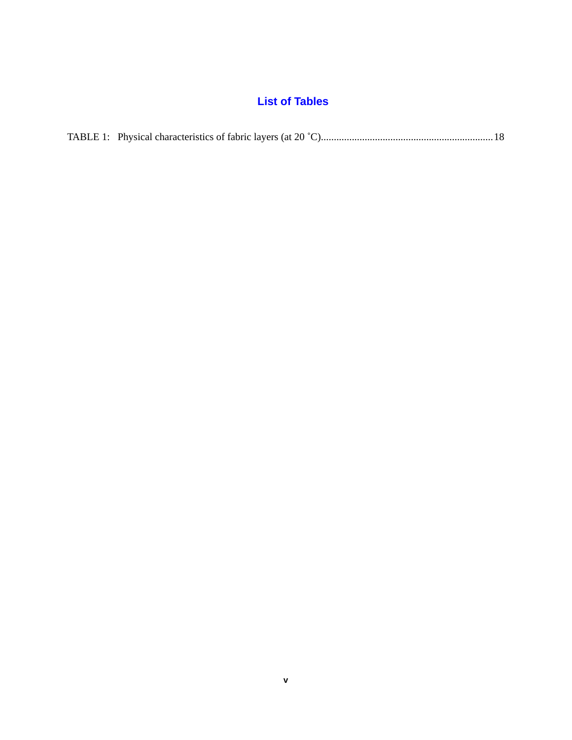# List of Tables

TABLE 1: Physical characteristics of fabric layers (at 20 ˚C).................................................................... 18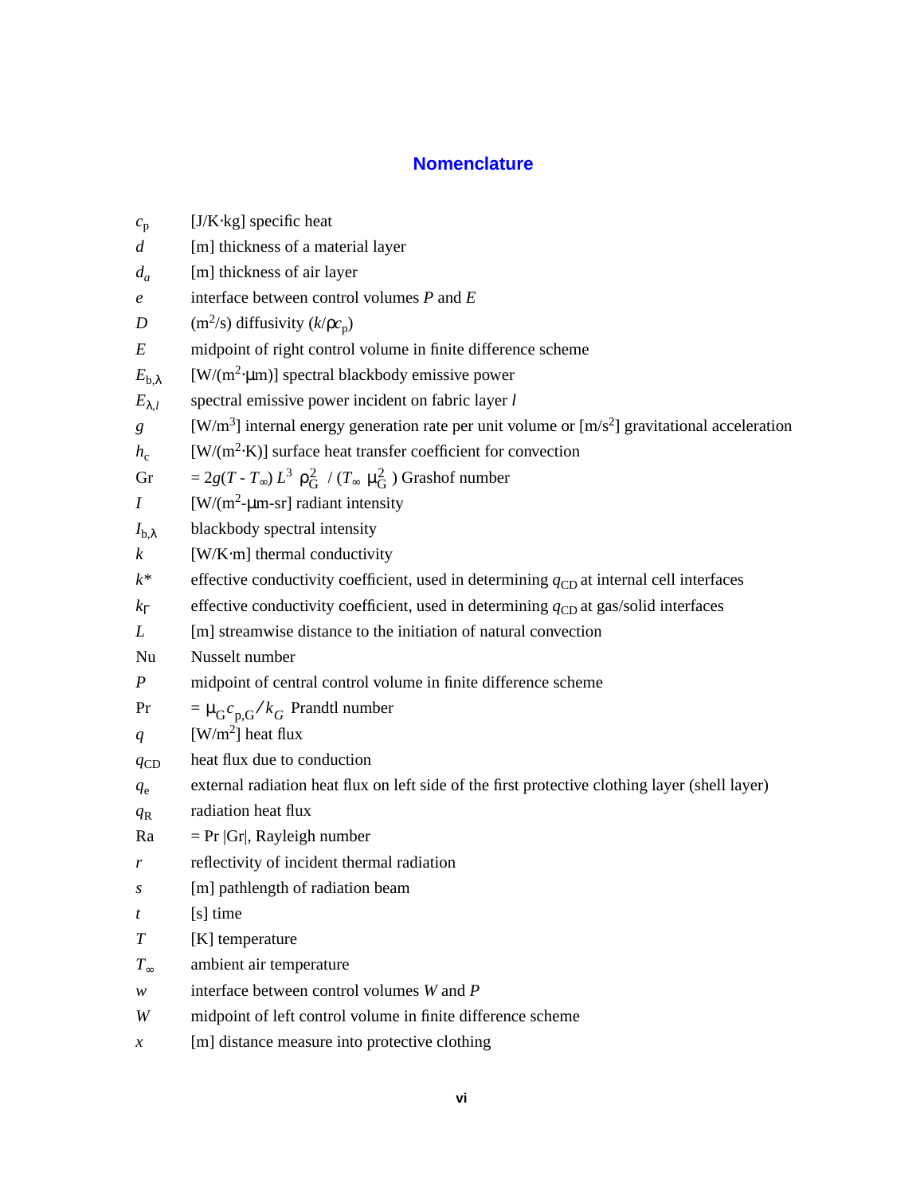# Nomenclature

| | |
|---|---|
| $c_p$ | [J/K·kg] specific heat |
| $d$ | [m] thickness of a material layer |
| $d_a$ | [m] thickness of air layer |
| $e$ | interface between control volumes $P$ and $E$ |
| $D$ | ($m^2$/s) diffusivity ($k/\rho c_p$) |
| $E$ | midpoint of right control volume in finite difference scheme |
| $E_{b,\lambda}$ | [W/($m^2$·μm)] spectral blackbody emissive power |
| $E_{\lambda,l}$ | spectral emissive power incident on fabric layer $l$ |
| $g$ | [W/$m^3$] internal energy generation rate per unit volume or [m/$s^2$] gravitational acceleration |
| $h_c$ | [W/($m^2$·K)] surface heat transfer coefficient for convection |
| Gr | $= 2g(T - T_\infty)\, L^3\, \rho_G^2\ /\ (T_\infty\ \mu_G^2\ )$ Grashof number |
| $I$ | [W/($m^2$-μm-sr] radiant intensity |
| $I_{b,\lambda}$ | blackbody spectral intensity |
| $k$ | [W/K·m] thermal conductivity |
| $k^*$ | effective conductivity coefficient, used in determining $q_{CD}$ at internal cell interfaces |
| $k_\Gamma$ | effective conductivity coefficient, used in determining $q_{CD}$ at gas/solid interfaces |
| $L$ | [m] streamwise distance to the initiation of natural convection |
| Nu | Nusselt number |
| $P$ | midpoint of central control volume in finite difference scheme |
| Pr | $= \mu_G c_{p,G} / k_G$ Prandtl number |
| $q$ | [W/$m^2$] heat flux |
| $q_{CD}$ | heat flux due to conduction |
| $q_e$ | external radiation heat flux on left side of the first protective clothing layer (shell layer) |
| $q_R$ | radiation heat flux |
| Ra | = Pr \|Gr\|, Rayleigh number |
| $r$ | reflectivity of incident thermal radiation |
| $s$ | [m] pathlength of radiation beam |
| $t$ | [s] time |
| $T$ | [K] temperature |
| $T_\infty$ | ambient air temperature |
| $w$ | interface between control volumes $W$ and $P$ |
| $W$ | midpoint of left control volume in finite difference scheme |
| $x$ | [m] distance measure into protective clothing |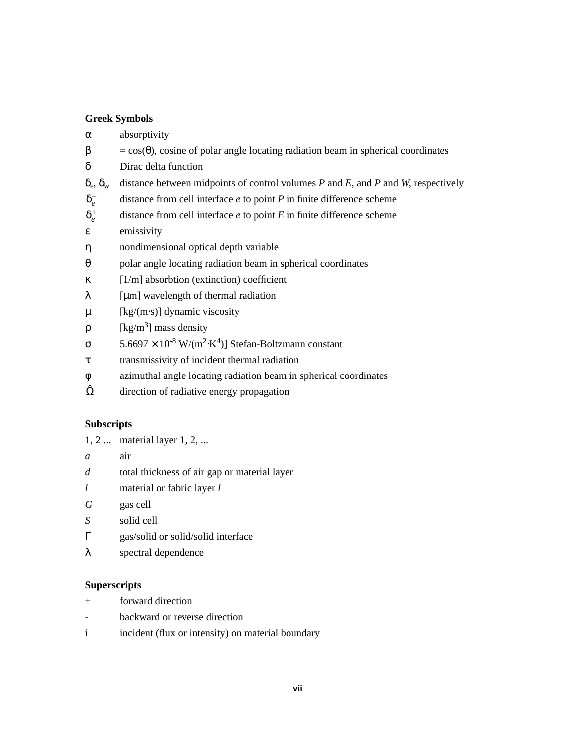**Greek Symbols**

| | |
|---|---|
| $\alpha$ | absorptivity |
| $\beta$ | $= \cos(\theta)$, cosine of polar angle locating radiation beam in spherical coordinates |
| $\delta$ | Dirac delta function |
| $\delta_e$, $\delta_w$ | distance between midpoints of control volumes *P* and *E*, and *P* and *W*, respectively |
| $\delta_e^-$ | distance from cell interface *e* to point *P* in finite difference scheme |
| $\delta_e^+$ | distance from cell interface *e* to point *E* in finite difference scheme |
| $\varepsilon$ | emissivity |
| $\eta$ | nondimensional optical depth variable |
| $\theta$ | polar angle locating radiation beam in spherical coordinates |
| $\kappa$ | [1/m] absorbtion (extinction) coefficient |
| $\lambda$ | [$\mu$m] wavelength of thermal radiation |
| $\mu$ | [kg/(m·s)] dynamic viscosity |
| $\rho$ | [kg/m$^3$] mass density |
| $\sigma$ | $5.6697 \times 10^{-8}$ W/(m$^2$·K$^4$)] Stefan-Boltzmann constant |
| $\tau$ | transmissivity of incident thermal radiation |
| $\phi$ | azimuthal angle locating radiation beam in spherical coordinates |
| $\underline{\hat{\Omega}}$ | direction of radiative energy propagation |

**Subscripts**

| | |
|---|---|
| 1, 2 ... | material layer 1, 2, ... |
| *a* | air |
| *d* | total thickness of air gap or material layer |
| *l* | material or fabric layer *l* |
| *G* | gas cell |
| *S* | solid cell |
| $\Gamma$ | gas/solid or solid/solid interface |
| $\lambda$ | spectral dependence |

**Superscripts**

| | |
|---|---|
| + | forward direction |
| - | backward or reverse direction |
| i | incident (flux or intensity) on material boundary |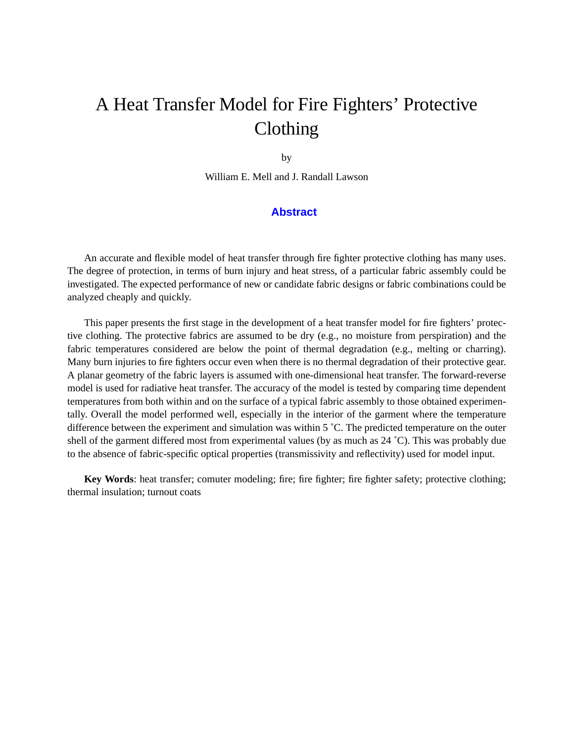# A Heat Transfer Model for Fire Fighters' Protective Clothing

by

William E. Mell and J. Randall Lawson

## Abstract

An accurate and flexible model of heat transfer through fire fighter protective clothing has many uses. The degree of protection, in terms of burn injury and heat stress, of a particular fabric assembly could be investigated. The expected performance of new or candidate fabric designs or fabric combinations could be analyzed cheaply and quickly.

This paper presents the first stage in the development of a heat transfer model for fire fighters' protective clothing. The protective fabrics are assumed to be dry (e.g., no moisture from perspiration) and the fabric temperatures considered are below the point of thermal degradation (e.g., melting or charring). Many burn injuries to fire fighters occur even when there is no thermal degradation of their protective gear. A planar geometry of the fabric layers is assumed with one-dimensional heat transfer. The forward-reverse model is used for radiative heat transfer. The accuracy of the model is tested by comparing time dependent temperatures from both within and on the surface of a typical fabric assembly to those obtained experimentally. Overall the model performed well, especially in the interior of the garment where the temperature difference between the experiment and simulation was within 5 ˚C. The predicted temperature on the outer shell of the garment differed most from experimental values (by as much as 24 ˚C). This was probably due to the absence of fabric-specific optical properties (transmissivity and reflectivity) used for model input.

**Key Words**: heat transfer; comuter modeling; fire; fire fighter; fire fighter safety; protective clothing; thermal insulation; turnout coats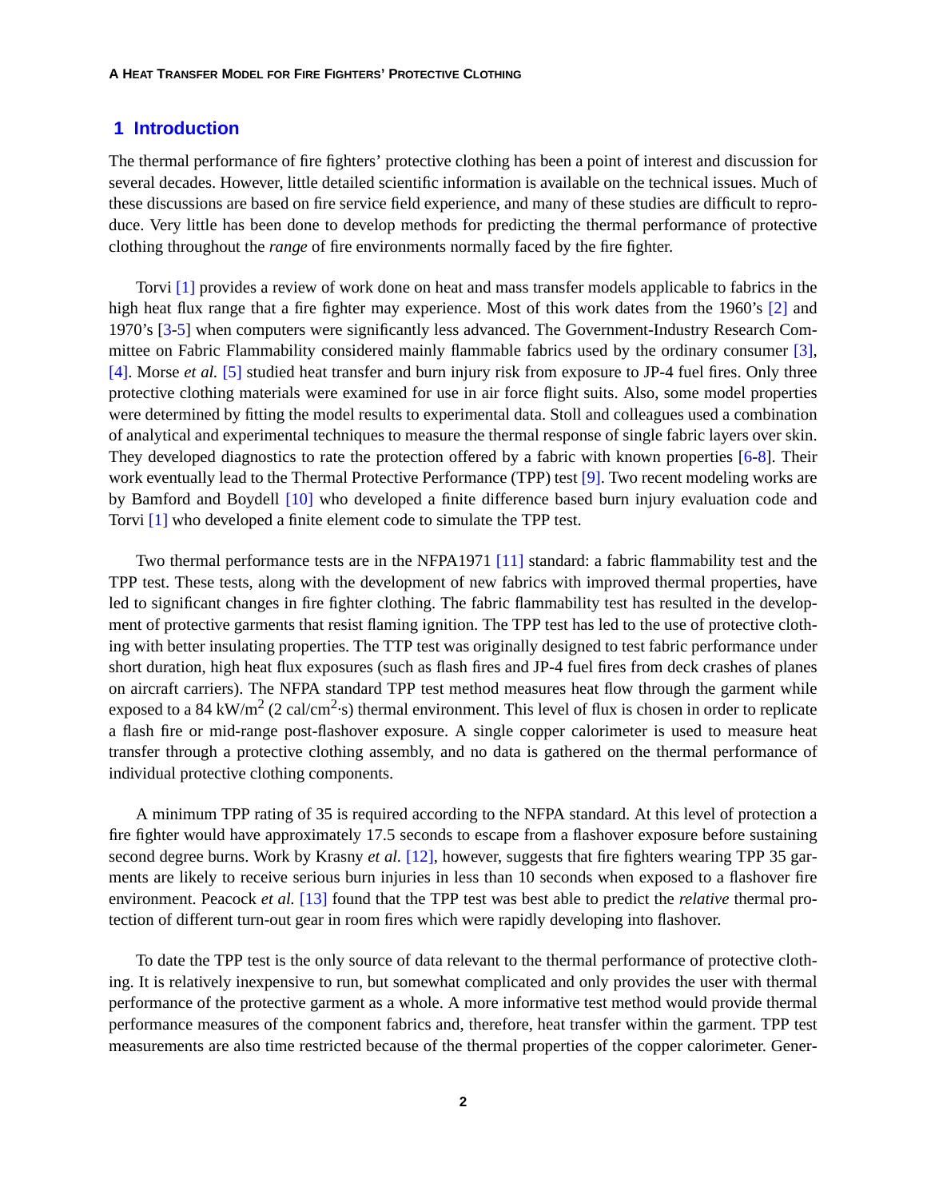## 1 Introduction

The thermal performance of fire fighters' protective clothing has been a point of interest and discussion for several decades. However, little detailed scientific information is available on the technical issues. Much of these discussions are based on fire service field experience, and many of these studies are difficult to reproduce. Very little has been done to develop methods for predicting the thermal performance of protective clothing throughout the *range* of fire environments normally faced by the fire fighter.

Torvi [1] provides a review of work done on heat and mass transfer models applicable to fabrics in the high heat flux range that a fire fighter may experience. Most of this work dates from the 1960's [2] and 1970's [3-5] when computers were significantly less advanced. The Government-Industry Research Committee on Fabric Flammability considered mainly flammable fabrics used by the ordinary consumer [3], [4]. Morse *et al.* [5] studied heat transfer and burn injury risk from exposure to JP-4 fuel fires. Only three protective clothing materials were examined for use in air force flight suits. Also, some model properties were determined by fitting the model results to experimental data. Stoll and colleagues used a combination of analytical and experimental techniques to measure the thermal response of single fabric layers over skin. They developed diagnostics to rate the protection offered by a fabric with known properties [6-8]. Their work eventually lead to the Thermal Protective Performance (TPP) test [9]. Two recent modeling works are by Bamford and Boydell [10] who developed a finite difference based burn injury evaluation code and Torvi [1] who developed a finite element code to simulate the TPP test.

Two thermal performance tests are in the NFPA1971 [11] standard: a fabric flammability test and the TPP test. These tests, along with the development of new fabrics with improved thermal properties, have led to significant changes in fire fighter clothing. The fabric flammability test has resulted in the development of protective garments that resist flaming ignition. The TPP test has led to the use of protective clothing with better insulating properties. The TTP test was originally designed to test fabric performance under short duration, high heat flux exposures (such as flash fires and JP-4 fuel fires from deck crashes of planes on aircraft carriers). The NFPA standard TPP test method measures heat flow through the garment while exposed to a 84 kW/m$^2$ (2 cal/cm$^2$·s) thermal environment. This level of flux is chosen in order to replicate a flash fire or mid-range post-flashover exposure. A single copper calorimeter is used to measure heat transfer through a protective clothing assembly, and no data is gathered on the thermal performance of individual protective clothing components.

A minimum TPP rating of 35 is required according to the NFPA standard. At this level of protection a fire fighter would have approximately 17.5 seconds to escape from a flashover exposure before sustaining second degree burns. Work by Krasny *et al.* [12], however, suggests that fire fighters wearing TPP 35 garments are likely to receive serious burn injuries in less than 10 seconds when exposed to a flashover fire environment. Peacock *et al.* [13] found that the TPP test was best able to predict the *relative* thermal protection of different turn-out gear in room fires which were rapidly developing into flashover.

To date the TPP test is the only source of data relevant to the thermal performance of protective clothing. It is relatively inexpensive to run, but somewhat complicated and only provides the user with thermal performance of the protective garment as a whole. A more informative test method would provide thermal performance measures of the component fabrics and, therefore, heat transfer within the garment. TPP test measurements are also time restricted because of the thermal properties of the copper calorimeter. Gener-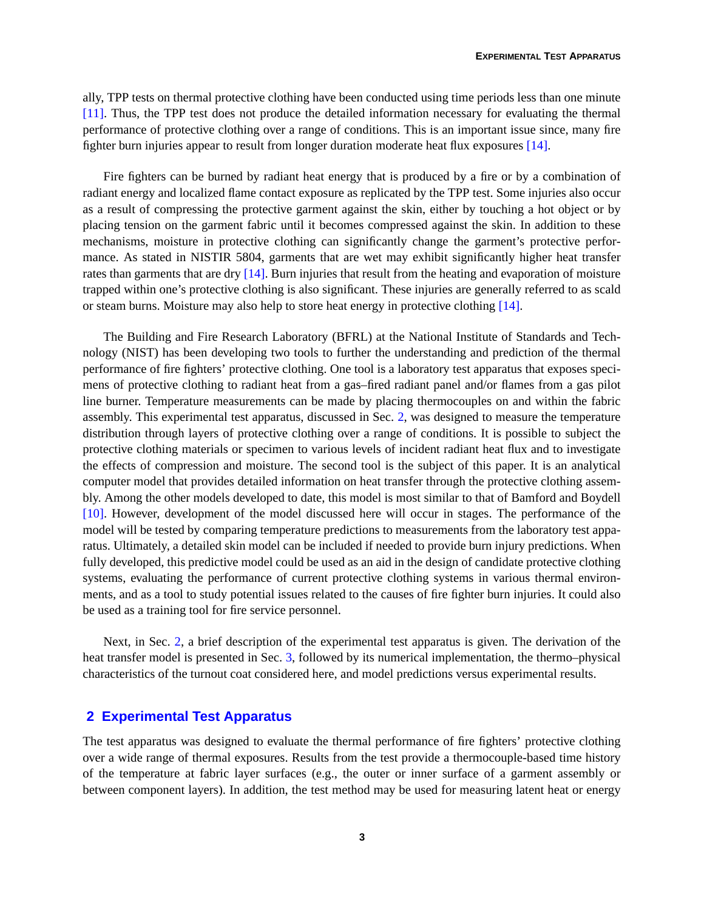ally, TPP tests on thermal protective clothing have been conducted using time periods less than one minute [11]. Thus, the TPP test does not produce the detailed information necessary for evaluating the thermal performance of protective clothing over a range of conditions. This is an important issue since, many fire fighter burn injuries appear to result from longer duration moderate heat flux exposures [14].

Fire fighters can be burned by radiant heat energy that is produced by a fire or by a combination of radiant energy and localized flame contact exposure as replicated by the TPP test. Some injuries also occur as a result of compressing the protective garment against the skin, either by touching a hot object or by placing tension on the garment fabric until it becomes compressed against the skin. In addition to these mechanisms, moisture in protective clothing can significantly change the garment's protective performance. As stated in NISTIR 5804, garments that are wet may exhibit significantly higher heat transfer rates than garments that are dry [14]. Burn injuries that result from the heating and evaporation of moisture trapped within one's protective clothing is also significant. These injuries are generally referred to as scald or steam burns. Moisture may also help to store heat energy in protective clothing [14].

The Building and Fire Research Laboratory (BFRL) at the National Institute of Standards and Technology (NIST) has been developing two tools to further the understanding and prediction of the thermal performance of fire fighters' protective clothing. One tool is a laboratory test apparatus that exposes specimens of protective clothing to radiant heat from a gas–fired radiant panel and/or flames from a gas pilot line burner. Temperature measurements can be made by placing thermocouples on and within the fabric assembly. This experimental test apparatus, discussed in Sec. 2, was designed to measure the temperature distribution through layers of protective clothing over a range of conditions. It is possible to subject the protective clothing materials or specimen to various levels of incident radiant heat flux and to investigate the effects of compression and moisture. The second tool is the subject of this paper. It is an analytical computer model that provides detailed information on heat transfer through the protective clothing assembly. Among the other models developed to date, this model is most similar to that of Bamford and Boydell [10]. However, development of the model discussed here will occur in stages. The performance of the model will be tested by comparing temperature predictions to measurements from the laboratory test apparatus. Ultimately, a detailed skin model can be included if needed to provide burn injury predictions. When fully developed, this predictive model could be used as an aid in the design of candidate protective clothing systems, evaluating the performance of current protective clothing systems in various thermal environments, and as a tool to study potential issues related to the causes of fire fighter burn injuries. It could also be used as a training tool for fire service personnel.

Next, in Sec. 2, a brief description of the experimental test apparatus is given. The derivation of the heat transfer model is presented in Sec. 3, followed by its numerical implementation, the thermo–physical characteristics of the turnout coat considered here, and model predictions versus experimental results.

## 2 Experimental Test Apparatus

The test apparatus was designed to evaluate the thermal performance of fire fighters' protective clothing over a wide range of thermal exposures. Results from the test provide a thermocouple-based time history of the temperature at fabric layer surfaces (e.g., the outer or inner surface of a garment assembly or between component layers). In addition, the test method may be used for measuring latent heat or energy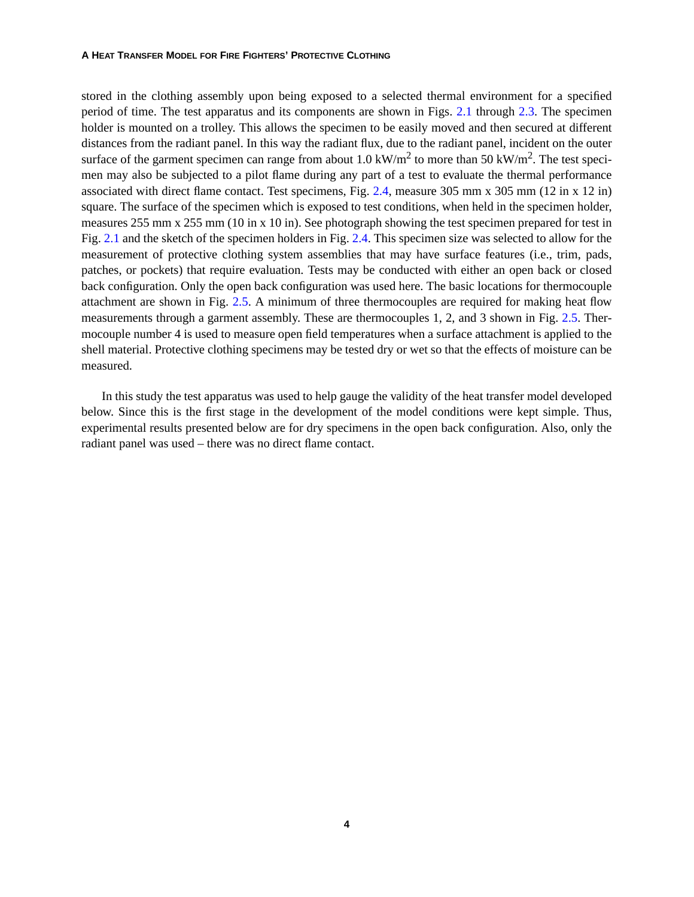stored in the clothing assembly upon being exposed to a selected thermal environment for a specified period of time. The test apparatus and its components are shown in Figs. 2.1 through 2.3. The specimen holder is mounted on a trolley. This allows the specimen to be easily moved and then secured at different distances from the radiant panel. In this way the radiant flux, due to the radiant panel, incident on the outer surface of the garment specimen can range from about 1.0 kW/m$^2$ to more than 50 kW/m$^2$. The test specimen may also be subjected to a pilot flame during any part of a test to evaluate the thermal performance associated with direct flame contact. Test specimens, Fig. 2.4, measure 305 mm x 305 mm (12 in x 12 in) square. The surface of the specimen which is exposed to test conditions, when held in the specimen holder, measures 255 mm x 255 mm (10 in x 10 in). See photograph showing the test specimen prepared for test in Fig. 2.1 and the sketch of the specimen holders in Fig. 2.4. This specimen size was selected to allow for the measurement of protective clothing system assemblies that may have surface features (i.e., trim, pads, patches, or pockets) that require evaluation. Tests may be conducted with either an open back or closed back configuration. Only the open back configuration was used here. The basic locations for thermocouple attachment are shown in Fig. 2.5. A minimum of three thermocouples are required for making heat flow measurements through a garment assembly. These are thermocouples 1, 2, and 3 shown in Fig. 2.5. Thermocouple number 4 is used to measure open field temperatures when a surface attachment is applied to the shell material. Protective clothing specimens may be tested dry or wet so that the effects of moisture can be measured.

In this study the test apparatus was used to help gauge the validity of the heat transfer model developed below. Since this is the first stage in the development of the model conditions were kept simple. Thus, experimental results presented below are for dry specimens in the open back configuration. Also, only the radiant panel was used – there was no direct flame contact.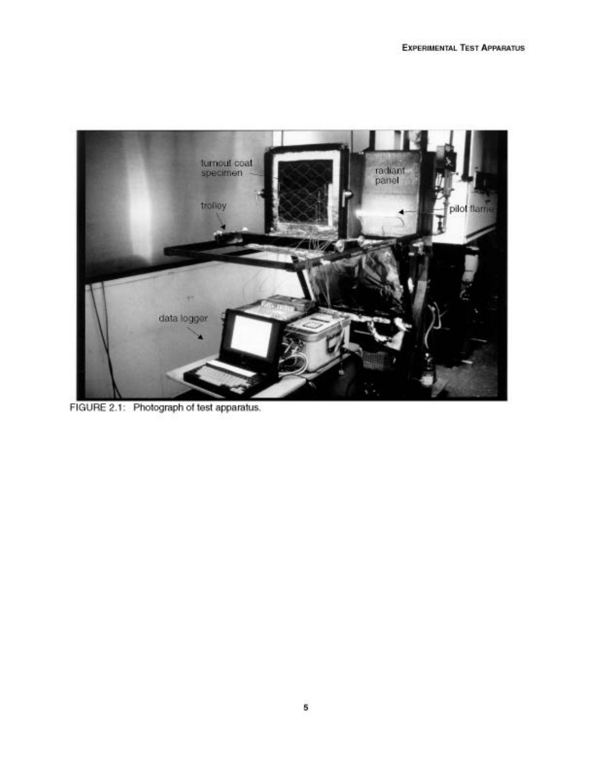FIGURE 2.1: Photograph of test apparatus.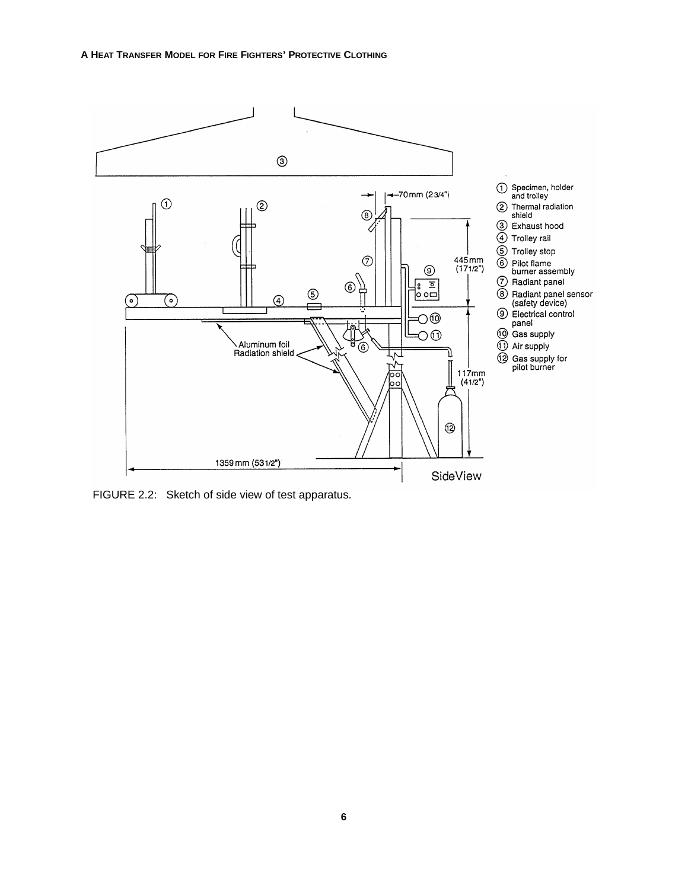FIGURE 2.2: Sketch of side view of test apparatus.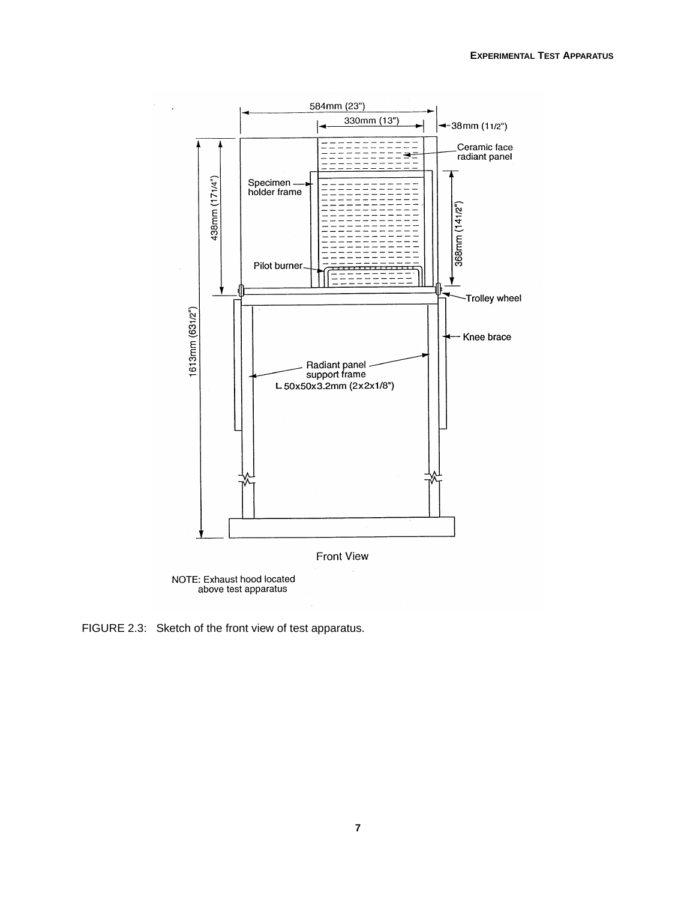FIGURE 2.3: Sketch of the front view of test apparatus.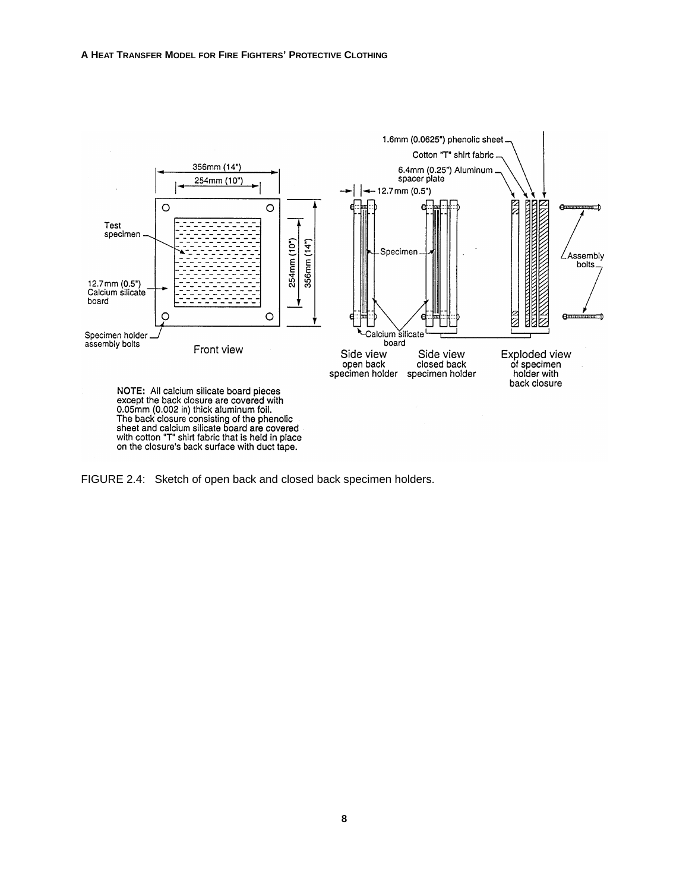1.6mm (0.0625") phenolic sheet

Cotton "T" shirt fabric

6.4mm (0.25") Aluminum spacer plate

356mm (14")

254mm (10")

12.7mm (0.5")

Test specimen

Specimen

Assembly bolts

12.7mm (0.5") Calcium silicate board

254mm (10")

356mm (14")

Specimen holder assembly bolts

Calcium silicate board

Front view

Side view open back specimen holder

Side view closed back specimen holder

Exploded view of specimen holder with back closure

NOTE: All calcium silicate board pieces except the back closure are covered with 0.05mm (0.002 in) thick aluminum foil. The back closure consisting of the phenolic sheet and calcium silicate board are covered with cotton "T" shirt fabric that is held in place on the closure's back surface with duct tape.

FIGURE 2.4: Sketch of open back and closed back specimen holders.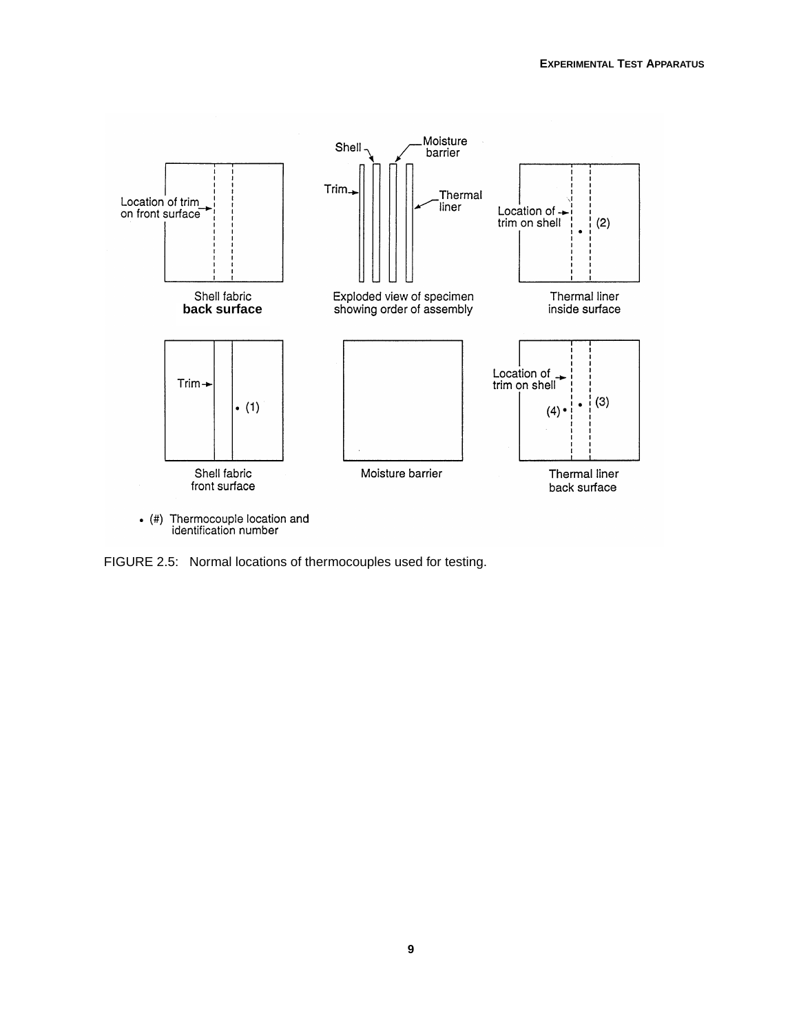FIGURE 2.5: Normal locations of thermocouples used for testing.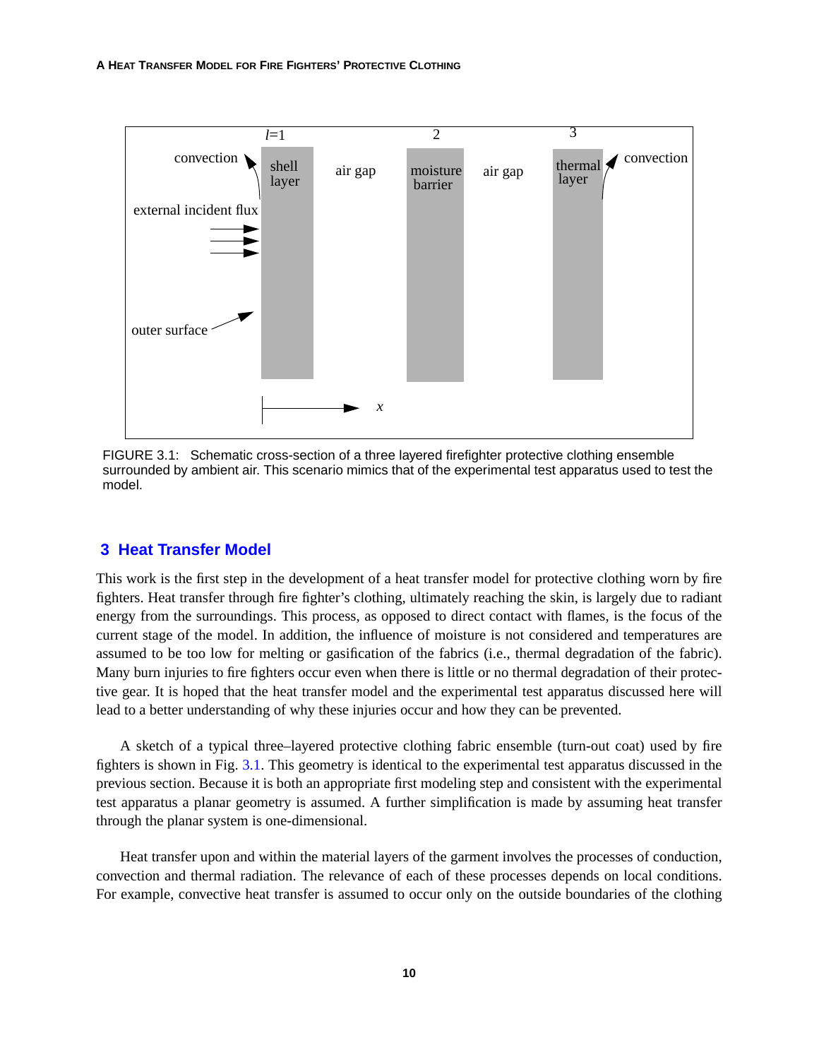FIGURE 3.1: Schematic cross-section of a three layered firefighter protective clothing ensemble surrounded by ambient air. This scenario mimics that of the experimental test apparatus used to test the model.

## 3 Heat Transfer Model

This work is the first step in the development of a heat transfer model for protective clothing worn by fire fighters. Heat transfer through fire fighter's clothing, ultimately reaching the skin, is largely due to radiant energy from the surroundings. This process, as opposed to direct contact with flames, is the focus of the current stage of the model. In addition, the influence of moisture is not considered and temperatures are assumed to be too low for melting or gasification of the fabrics (i.e., thermal degradation of the fabric). Many burn injuries to fire fighters occur even when there is little or no thermal degradation of their protective gear. It is hoped that the heat transfer model and the experimental test apparatus discussed here will lead to a better understanding of why these injuries occur and how they can be prevented.

A sketch of a typical three–layered protective clothing fabric ensemble (turn-out coat) used by fire fighters is shown in Fig. 3.1. This geometry is identical to the experimental test apparatus discussed in the previous section. Because it is both an appropriate first modeling step and consistent with the experimental test apparatus a planar geometry is assumed. A further simplification is made by assuming heat transfer through the planar system is one-dimensional.

Heat transfer upon and within the material layers of the garment involves the processes of conduction, convection and thermal radiation. The relevance of each of these processes depends on local conditions. For example, convective heat transfer is assumed to occur only on the outside boundaries of the clothing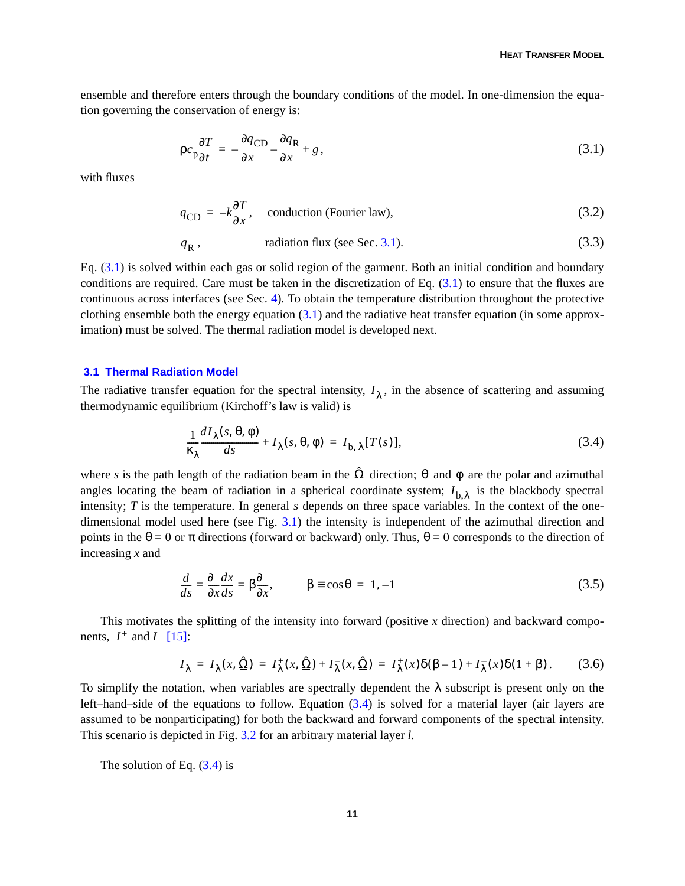ensemble and therefore enters through the boundary conditions of the model. In one-dimension the equation governing the conservation of energy is:

$$\rho c_p \frac{\partial T}{\partial t} = -\frac{\partial q_{CD}}{\partial x} - \frac{\partial q_R}{\partial x} + g\,, \tag{3.1}$$

with fluxes

$$q_{CD} = -k\frac{\partial T}{\partial x}\,, \qquad \text{conduction (Fourier law),} \tag{3.2}$$

$$q_R\,, \qquad \text{radiation flux (see Sec. 3.1).} \tag{3.3}$$

Eq. (3.1) is solved within each gas or solid region of the garment. Both an initial condition and boundary conditions are required. Care must be taken in the discretization of Eq. (3.1) to ensure that the fluxes are continuous across interfaces (see Sec. 4). To obtain the temperature distribution throughout the protective clothing ensemble both the energy equation (3.1) and the radiative heat transfer equation (in some approximation) must be solved. The thermal radiation model is developed next.

## 3.1 Thermal Radiation Model

The radiative transfer equation for the spectral intensity, $I_\lambda$, in the absence of scattering and assuming thermodynamic equilibrium (Kirchoff's law is valid) is

$$\frac{1}{\kappa_\lambda}\frac{dI_\lambda(s,\theta,\varphi)}{ds} + I_\lambda(s,\theta,\varphi) = I_{b,\lambda}[T(s)], \tag{3.4}$$

where $s$ is the path length of the radiation beam in the $\hat{\Omega}$ direction; $\theta$ and $\varphi$ are the polar and azimuthal angles locating the beam of radiation in a spherical coordinate system; $I_{b,\lambda}$ is the blackbody spectral intensity; $T$ is the temperature. In general $s$ depends on three space variables. In the context of the one-dimensional model used here (see Fig. 3.1) the intensity is independent of the azimuthal direction and points in the $\theta = 0$ or $\pi$ directions (forward or backward) only. Thus, $\theta = 0$ corresponds to the direction of increasing $x$ and

$$\frac{d}{ds} = \frac{\partial}{\partial x}\frac{dx}{ds} = \beta\frac{\partial}{\partial x}, \qquad \beta \equiv \cos\theta = 1, -1 \tag{3.5}$$

This motivates the splitting of the intensity into forward (positive $x$ direction) and backward components, $I^+$ and $I^-$ [15]:

$$I_\lambda = I_\lambda(x,\hat{\Omega}) = I_\lambda^+(x,\hat{\Omega}) + I_\lambda^-(x,\hat{\Omega}) = I_\lambda^+(x)\delta(\beta-1) + I_\lambda^-(x)\delta(1+\beta)\,. \tag{3.6}$$

To simplify the notation, when variables are spectrally dependent the $\lambda$ subscript is present only on the left–hand–side of the equations to follow. Equation (3.4) is solved for a material layer (air layers are assumed to be nonparticipating) for both the backward and forward components of the spectral intensity. This scenario is depicted in Fig. 3.2 for an arbitrary material layer $l$.

The solution of Eq. (3.4) is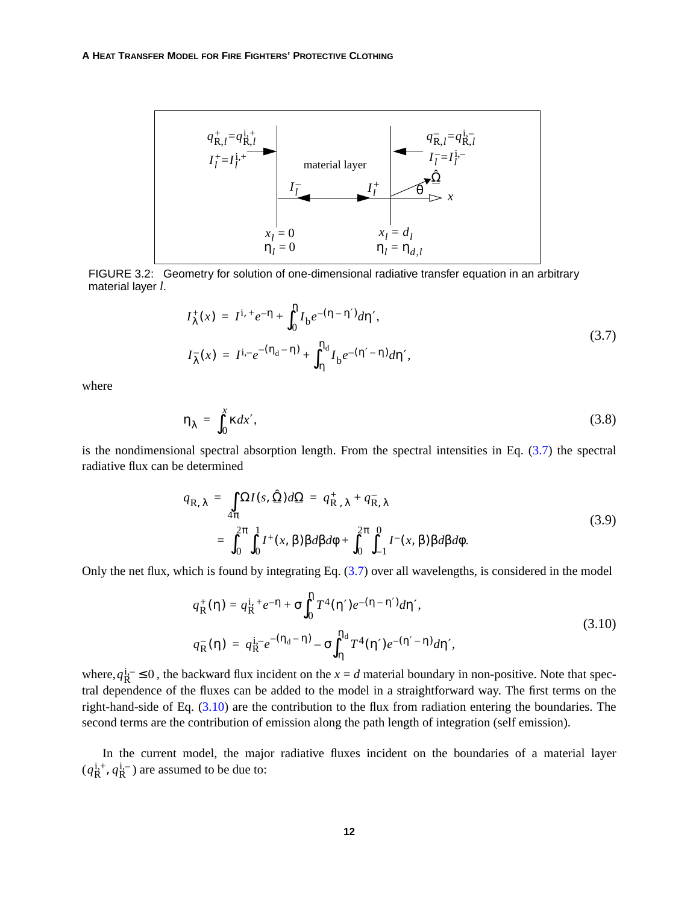FIGURE 3.2: Geometry for solution of one-dimensional radiative transfer equation in an arbitrary material layer *l*.

$$
\begin{aligned}
I_\lambda^+(x) &= I^{i,+}e^{-\eta} + \int_0^\eta I_b e^{-(\eta-\eta')}d\eta', \\
I_\lambda^-(x) &= I^{i,-}e^{-(\eta_d-\eta)} + \int_\eta^{\eta_d} I_b e^{-(\eta'-\eta)}d\eta',
\end{aligned}
\tag{3.7}
$$

where

$$
\eta_\lambda = \int_0^x \kappa dx', \tag{3.8}
$$

is the nondimensional spectral absorption length. From the spectral intensities in Eq. (3.7) the spectral radiative flux can be determined

$$
\begin{aligned}
q_{R,\lambda} &= \int_{4\pi} \Omega I(s,\hat{\Omega})d\Omega = q_{R,\lambda}^+ + q_{R,\lambda}^- \\
&= \int_0^{2\pi}\int_0^1 I^+(x,\beta)\beta d\beta d\phi + \int_0^{2\pi}\int_{-1}^0 I^-(x,\beta)\beta d\beta d\phi.
\end{aligned}
\tag{3.9}
$$

Only the net flux, which is found by integrating Eq. (3.7) over all wavelengths, is considered in the model

$$
\begin{aligned}
q_R^+(\eta) &= q_R^{i,+}e^{-\eta} + \sigma\int_0^\eta T^4(\eta')e^{-(\eta-\eta')}d\eta', \\
q_R^-(\eta) &= q_R^{i,-}e^{-(\eta_d-\eta)} - \sigma\int_\eta^{\eta_d} T^4(\eta')e^{-(\eta'-\eta)}d\eta',
\end{aligned}
\tag{3.10}
$$

where, $q_R^{i,-} \le 0$, the backward flux incident on the $x = d$ material boundary in non-positive. Note that spectral dependence of the fluxes can be added to the model in a straightforward way. The first terms on the right-hand-side of Eq. (3.10) are the contribution to the flux from radiation entering the boundaries. The second terms are the contribution of emission along the path length of integration (self emission).

In the current model, the major radiative fluxes incident on the boundaries of a material layer ($q_R^{i,+}, q_R^{i,-}$) are assumed to be due to: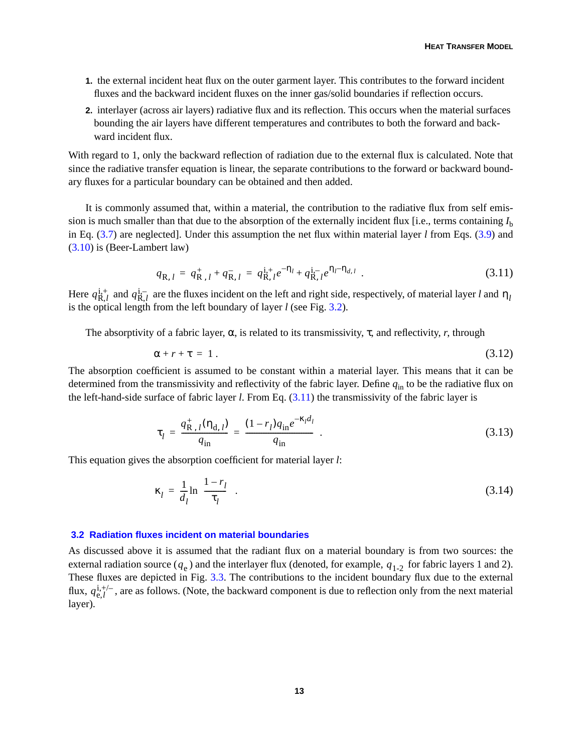1. the external incident heat flux on the outer garment layer. This contributes to the forward incident fluxes and the backward incident fluxes on the inner gas/solid boundaries if reflection occurs.
2. interlayer (across air layers) radiative flux and its reflection. This occurs when the material surfaces bounding the air layers have different temperatures and contributes to both the forward and backward incident flux.

With regard to 1, only the backward reflection of radiation due to the external flux is calculated. Note that since the radiative transfer equation is linear, the separate contributions to the forward or backward boundary fluxes for a particular boundary can be obtained and then added.

It is commonly assumed that, within a material, the contribution to the radiative flux from self emission is much smaller than that due to the absorption of the externally incident flux [i.e., terms containing $I_b$ in Eq. (3.7) are neglected]. Under this assumption the net flux within material layer $l$ from Eqs. (3.9) and (3.10) is (Beer-Lambert law)

$$q_{R,l} = q^{+}_{R,l} + q^{-}_{R,l} = q^{i,+}_{R,l} e^{-\eta_l} + q^{i,-}_{R,l} e^{\eta_l - \eta_{d,l}} . \tag{3.11}$$

Here $q^{i,+}_{R,l}$ and $q^{i,-}_{R,l}$ are the fluxes incident on the left and right side, respectively, of material layer $l$ and $\eta_l$ is the optical length from the left boundary of layer $l$ (see Fig. 3.2).

The absorptivity of a fabric layer, $\alpha$, is related to its transmissivity, $\tau$, and reflectivity, $r$, through

$$\alpha + r + \tau = 1 . \tag{3.12}$$

The absorption coefficient is assumed to be constant within a material layer. This means that it can be determined from the transmissivity and reflectivity of the fabric layer. Define $q_{in}$ to be the radiative flux on the left-hand-side surface of fabric layer $l$. From Eq. (3.11) the transmissivity of the fabric layer is

$$\tau_l = \frac{q^{+}_{R,l}(\eta_{d,l})}{q_{in}} = \frac{(1 - r_l) q_{in} e^{-\kappa_l d_l}}{q_{in}} . \tag{3.13}$$

This equation gives the absorption coefficient for material layer $l$:

$$\kappa_l = \frac{1}{d_l} \ln \frac{1 - r_l}{\tau_l} . \tag{3.14}$$

## 3.2 Radiation fluxes incident on material boundaries

As discussed above it is assumed that the radiant flux on a material boundary is from two sources: the external radiation source ($q_e$) and the interlayer flux (denoted, for example, $q_{1\text{-}2}$ for fabric layers 1 and 2). These fluxes are depicted in Fig. 3.3. The contributions to the incident boundary flux due to the external flux, $q^{i,+/-}_{e,l}$, are as follows. (Note, the backward component is due to reflection only from the next material layer).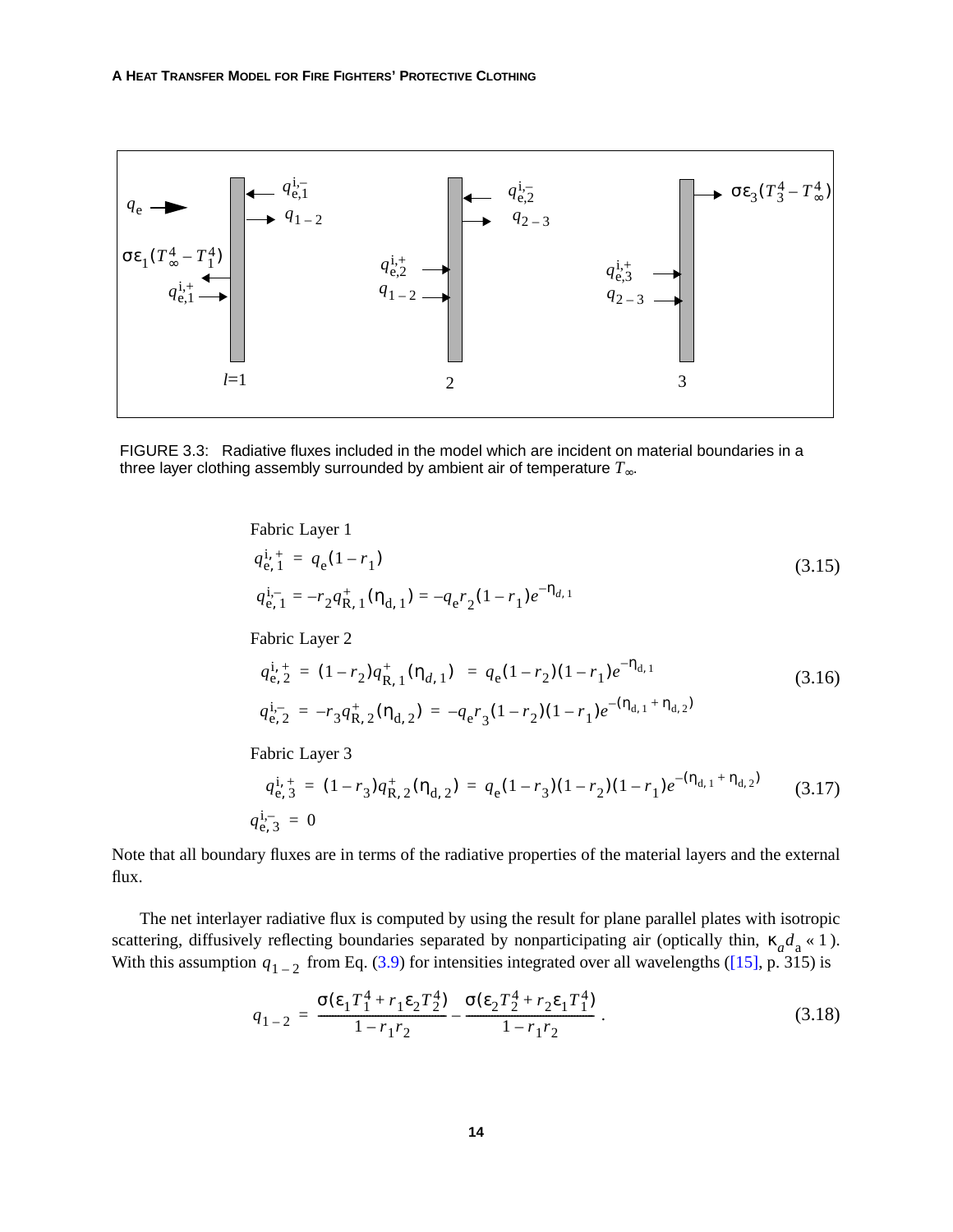FIGURE 3.3: Radiative fluxes included in the model which are incident on material boundaries in a three layer clothing assembly surrounded by ambient air of temperature $T_\infty$.

Fabric Layer 1

$$q_{e,1}^{i,+} = q_e(1-r_1)$$
$$q_{e,1}^{i,-} = -r_2 q_{R,1}^{+}(\eta_{d,1}) = -q_e r_2 (1-r_1) e^{-\eta_{d,1}} \tag{3.15}$$

Fabric Layer 2

$$q_{e,2}^{i,+} = (1-r_2) q_{R,1}^{+}(\eta_{d,1}) = q_e(1-r_2)(1-r_1) e^{-\eta_{d,1}}$$
$$q_{e,2}^{i,-} = -r_3 q_{R,2}^{+}(\eta_{d,2}) = -q_e r_3 (1-r_2)(1-r_1) e^{-(\eta_{d,1}+\eta_{d,2})} \tag{3.16}$$

Fabric Layer 3

$$q_{e,3}^{i,+} = (1-r_3) q_{R,2}^{+}(\eta_{d,2}) = q_e(1-r_3)(1-r_2)(1-r_1) e^{-(\eta_{d,1}+\eta_{d,2})} \tag{3.17}$$
$$q_{e,3}^{i,-} = 0$$

Note that all boundary fluxes are in terms of the radiative properties of the material layers and the external flux.

The net interlayer radiative flux is computed by using the result for plane parallel plates with isotropic scattering, diffusively reflecting boundaries separated by nonparticipating air (optically thin, $\kappa_a d_a \ll 1$). With this assumption $q_{1-2}$ from Eq. (3.9) for intensities integrated over all wavelengths ([15], p. 315) is

$$q_{1-2} = \frac{\sigma(\varepsilon_1 T_1^4 + r_1 \varepsilon_2 T_2^4)}{1 - r_1 r_2} - \frac{\sigma(\varepsilon_2 T_2^4 + r_2 \varepsilon_1 T_1^4)}{1 - r_1 r_2}. \tag{3.18}$$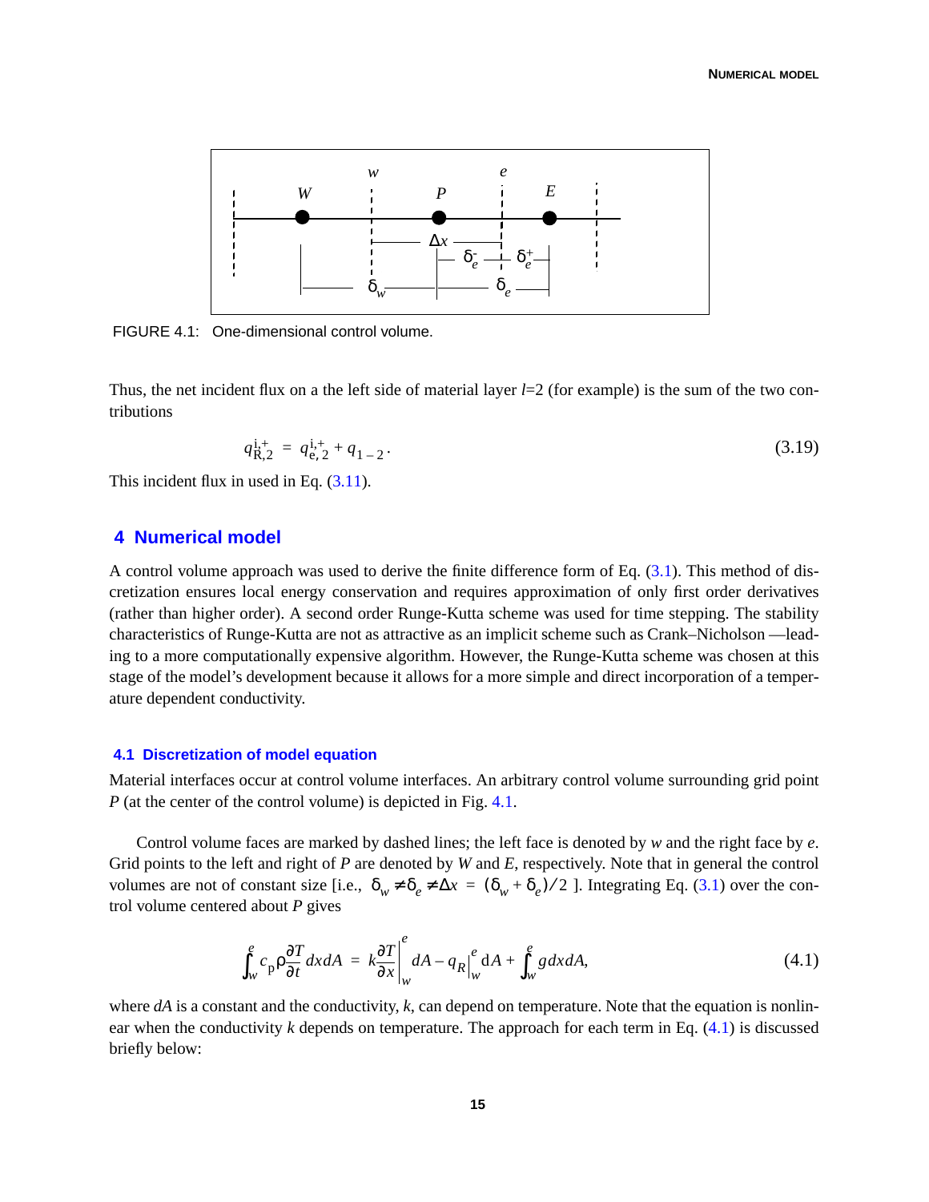FIGURE 4.1: One-dimensional control volume.

Thus, the net incident flux on a the left side of material layer $l$=2 (for example) is the sum of the two contributions

$$q_{R,2}^{i,+} = q_{e,2}^{i,+} + q_{1-2}. \tag{3.19}$$

This incident flux in used in Eq. (3.11).

# 4 Numerical model

A control volume approach was used to derive the finite difference form of Eq. (3.1). This method of discretization ensures local energy conservation and requires approximation of only first order derivatives (rather than higher order). A second order Runge-Kutta scheme was used for time stepping. The stability characteristics of Runge-Kutta are not as attractive as an implicit scheme such as Crank–Nicholson —leading to a more computationally expensive algorithm. However, the Runge-Kutta scheme was chosen at this stage of the model's development because it allows for a more simple and direct incorporation of a temperature dependent conductivity.

## 4.1 Discretization of model equation

Material interfaces occur at control volume interfaces. An arbitrary control volume surrounding grid point $P$ (at the center of the control volume) is depicted in Fig. 4.1.

Control volume faces are marked by dashed lines; the left face is denoted by $w$ and the right face by $e$. Grid points to the left and right of $P$ are denoted by $W$ and $E$, respectively. Note that in general the control volumes are not of constant size [i.e., $\delta_w \neq \delta_e \neq \Delta x = (\delta_w + \delta_e)/2$ ]. Integrating Eq. (3.1) over the control volume centered about $P$ gives

$$\int_w^e c_p \rho \frac{\partial T}{\partial t} dx dA = k\frac{\partial T}{\partial x}\bigg|_w^e dA - q_R\big|_w^e \mathrm{d}A + \int_w^e g dx dA, \tag{4.1}$$

where $dA$ is a constant and the conductivity, $k$, can depend on temperature. Note that the equation is nonlinear when the conductivity $k$ depends on temperature. The approach for each term in Eq. (4.1) is discussed briefly below: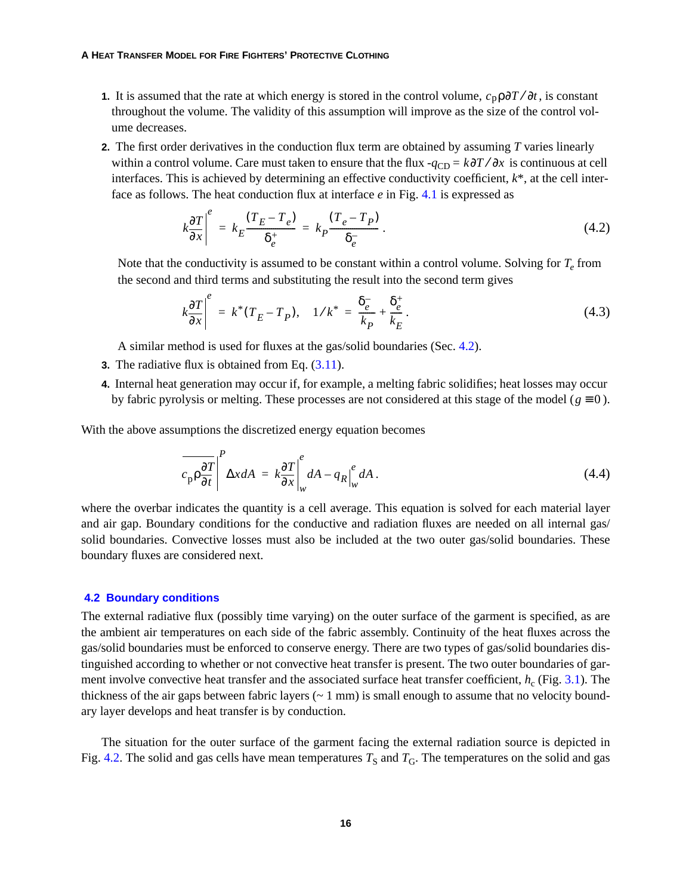1. It is assumed that the rate at which energy is stored in the control volume, $c_p \rho \partial T / \partial t$, is constant throughout the volume. The validity of this assumption will improve as the size of the control volume decreases.

2. The first order derivatives in the conduction flux term are obtained by assuming $T$ varies linearly within a control volume. Care must taken to ensure that the flux $-q_{CD} = k \partial T / \partial x$ is continuous at cell interfaces. This is achieved by determining an effective conductivity coefficient, $k^*$, at the cell interface as follows. The heat conduction flux at interface $e$ in Fig. 4.1 is expressed as

$$k \frac{\partial T}{\partial x}\bigg|^{e} = k_E \frac{(T_E - T_e)}{\delta_e^+} = k_P \frac{(T_e - T_P)}{\delta_e^-}. \tag{4.2}$$

   Note that the conductivity is assumed to be constant within a control volume. Solving for $T_e$ from the second and third terms and substituting the result into the second term gives

$$k \frac{\partial T}{\partial x}\bigg|^{e} = k^*(T_E - T_P), \quad 1/k^* = \frac{\delta_e^-}{k_P} + \frac{\delta_e^+}{k_E}. \tag{4.3}$$

   A similar method is used for fluxes at the gas/solid boundaries (Sec. 4.2).

3. The radiative flux is obtained from Eq. (3.11).

4. Internal heat generation may occur if, for example, a melting fabric solidifies; heat losses may occur by fabric pyrolysis or melting. These processes are not considered at this stage of the model ($g \equiv 0$).

With the above assumptions the discretized energy equation becomes

$$\overline{c_p \rho \frac{\partial T}{\partial t}}\bigg|^{P} \Delta x dA = k \frac{\partial T}{\partial x}\bigg|_{w}^{e} dA - q_R\big|_{w}^{e} dA. \tag{4.4}$$

where the overbar indicates the quantity is a cell average. This equation is solved for each material layer and air gap. Boundary conditions for the conductive and radiation fluxes are needed on all internal gas/solid boundaries. Convective losses must also be included at the two outer gas/solid boundaries. These boundary fluxes are considered next.

## 4.2 Boundary conditions

The external radiative flux (possibly time varying) on the outer surface of the garment is specified, as are the ambient air temperatures on each side of the fabric assembly. Continuity of the heat fluxes across the gas/solid boundaries must be enforced to conserve energy. There are two types of gas/solid boundaries distinguished according to whether or not convective heat transfer is present. The two outer boundaries of garment involve convective heat transfer and the associated surface heat transfer coefficient, $h_c$ (Fig. 3.1). The thickness of the air gaps between fabric layers (~ 1 mm) is small enough to assume that no velocity boundary layer develops and heat transfer is by conduction.

The situation for the outer surface of the garment facing the external radiation source is depicted in Fig. 4.2. The solid and gas cells have mean temperatures $T_S$ and $T_G$. The temperatures on the solid and gas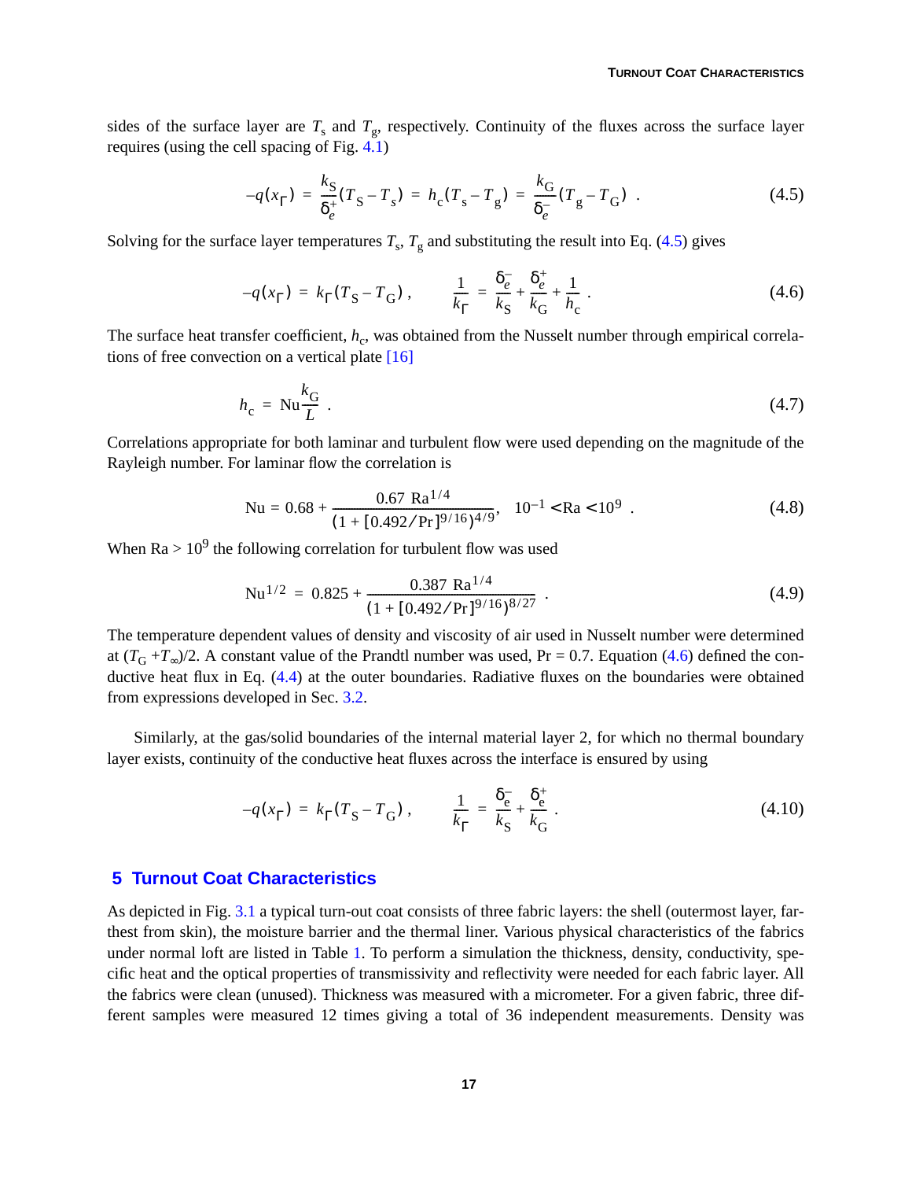sides of the surface layer are $T_s$ and $T_g$, respectively. Continuity of the fluxes across the surface layer requires (using the cell spacing of Fig. 4.1)

$$-q(x_\Gamma) = \frac{k_S}{\delta_e^+}(T_S - T_s) = h_c(T_s - T_g) = \frac{k_G}{\delta_e^-}(T_g - T_G) \ . \tag{4.5}$$

Solving for the surface layer temperatures $T_s$, $T_g$ and substituting the result into Eq. (4.5) gives

$$-q(x_\Gamma) = k_\Gamma(T_S - T_G)\,, \qquad \frac{1}{k_\Gamma} = \frac{\delta_e^-}{k_S} + \frac{\delta_e^+}{k_G} + \frac{1}{h_c} \ . \tag{4.6}$$

The surface heat transfer coefficient, $h_c$, was obtained from the Nusselt number through empirical correlations of free convection on a vertical plate [16]

$$h_c = \mathrm{Nu}\frac{k_G}{L} \ . \tag{4.7}$$

Correlations appropriate for both laminar and turbulent flow were used depending on the magnitude of the Rayleigh number. For laminar flow the correlation is

$$\mathrm{Nu} = 0.68 + \frac{0.67\ \mathrm{Ra}^{1/4}}{(1 + [0.492/\mathrm{Pr}]^{9/16})^{4/9}}, \quad 10^{-1} < \mathrm{Ra} < 10^9 \ . \tag{4.8}$$

When $\mathrm{Ra} > 10^9$ the following correlation for turbulent flow was used

$$\mathrm{Nu}^{1/2} = 0.825 + \frac{0.387\ \mathrm{Ra}^{1/4}}{(1 + [0.492/\mathrm{Pr}]^{9/16})^{8/27}} \ . \tag{4.9}$$

The temperature dependent values of density and viscosity of air used in Nusselt number were determined at $(T_G + T_\infty)/2$. A constant value of the Prandtl number was used, $\mathrm{Pr} = 0.7$. Equation (4.6) defined the conductive heat flux in Eq. (4.4) at the outer boundaries. Radiative fluxes on the boundaries were obtained from expressions developed in Sec. 3.2.

Similarly, at the gas/solid boundaries of the internal material layer 2, for which no thermal boundary layer exists, continuity of the conductive heat fluxes across the interface is ensured by using

$$-q(x_\Gamma) = k_\Gamma(T_S - T_G)\,, \qquad \frac{1}{k_\Gamma} = \frac{\delta_e^-}{k_S} + \frac{\delta_e^+}{k_G} \ . \tag{4.10}$$

## 5 Turnout Coat Characteristics

As depicted in Fig. 3.1 a typical turn-out coat consists of three fabric layers: the shell (outermost layer, farthest from skin), the moisture barrier and the thermal liner. Various physical characteristics of the fabrics under normal loft are listed in Table 1. To perform a simulation the thickness, density, conductivity, specific heat and the optical properties of transmissivity and reflectivity were needed for each fabric layer. All the fabrics were clean (unused). Thickness was measured with a micrometer. For a given fabric, three different samples were measured 12 times giving a total of 36 independent measurements. Density was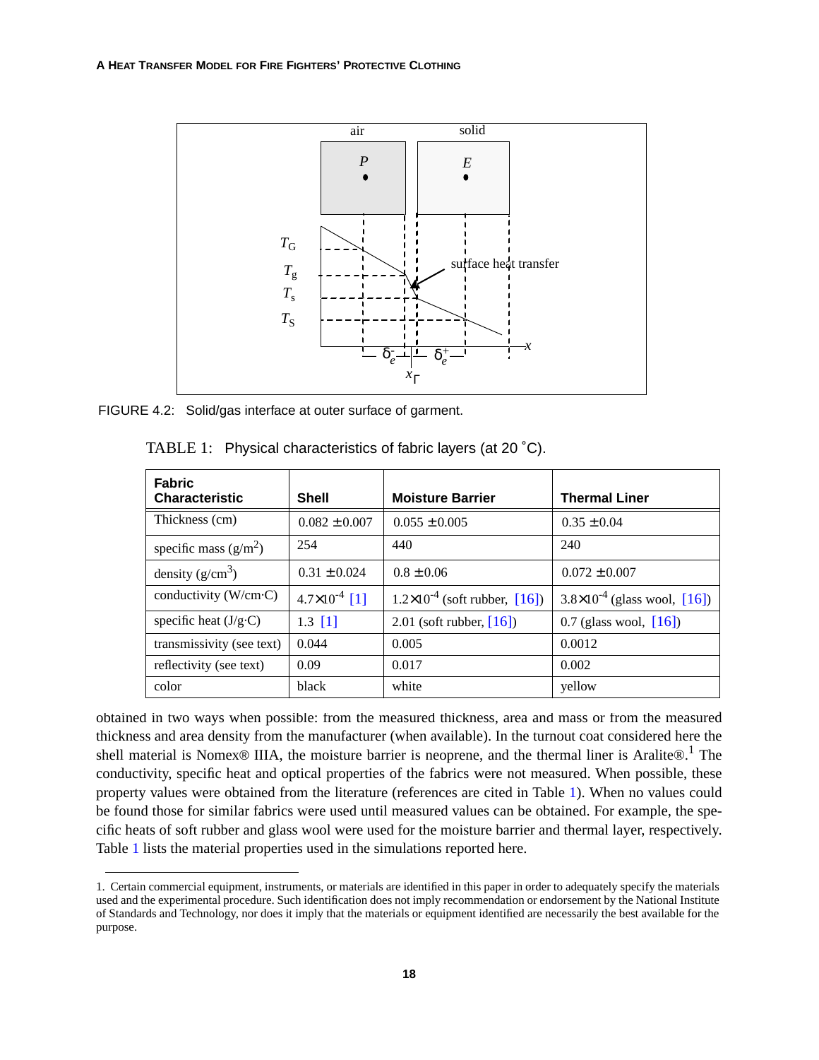FIGURE 4.2: Solid/gas interface at outer surface of garment.

TABLE 1: Physical characteristics of fabric layers (at 20 ˚C).

| Fabric Characteristic | Shell | Moisture Barrier | Thermal Liner |
|---|---|---|---|
| Thickness (cm) | 0.082 ± 0.007 | 0.055 ± 0.005 | 0.35 ± 0.04 |
| specific mass (g/m$^2$) | 254 | 440 | 240 |
| density (g/cm$^3$) | 0.31 ± 0.024 | 0.8 ± 0.06 | 0.072 ± 0.007 |
| conductivity (W/cm·C) | $4.7 \times 10^{-4}$ [1] | $1.2 \times 10^{-4}$ (soft rubber, [16]) | $3.8 \times 10^{-4}$ (glass wool, [16]) |
| specific heat (J/g·C) | 1.3 [1] | 2.01 (soft rubber, [16]) | 0.7 (glass wool, [16]) |
| transmissivity (see text) | 0.044 | 0.005 | 0.0012 |
| reflectivity (see text) | 0.09 | 0.017 | 0.002 |
| color | black | white | yellow |

obtained in two ways when possible: from the measured thickness, area and mass or from the measured thickness and area density from the manufacturer (when available). In the turnout coat considered here the shell material is Nomex® IIIA, the moisture barrier is neoprene, and the thermal liner is Aralite®.[1] The conductivity, specific heat and optical properties of the fabrics were not measured. When possible, these property values were obtained from the literature (references are cited in Table 1). When no values could be found those for similar fabrics were used until measured values can be obtained. For example, the specific heats of soft rubber and glass wool were used for the moisture barrier and thermal layer, respectively. Table 1 lists the material properties used in the simulations reported here.

1. Certain commercial equipment, instruments, or materials are identified in this paper in order to adequately specify the materials used and the experimental procedure. Such identification does not imply recommendation or endorsement by the National Institute of Standards and Technology, nor does it imply that the materials or equipment identified are necessarily the best available for the purpose.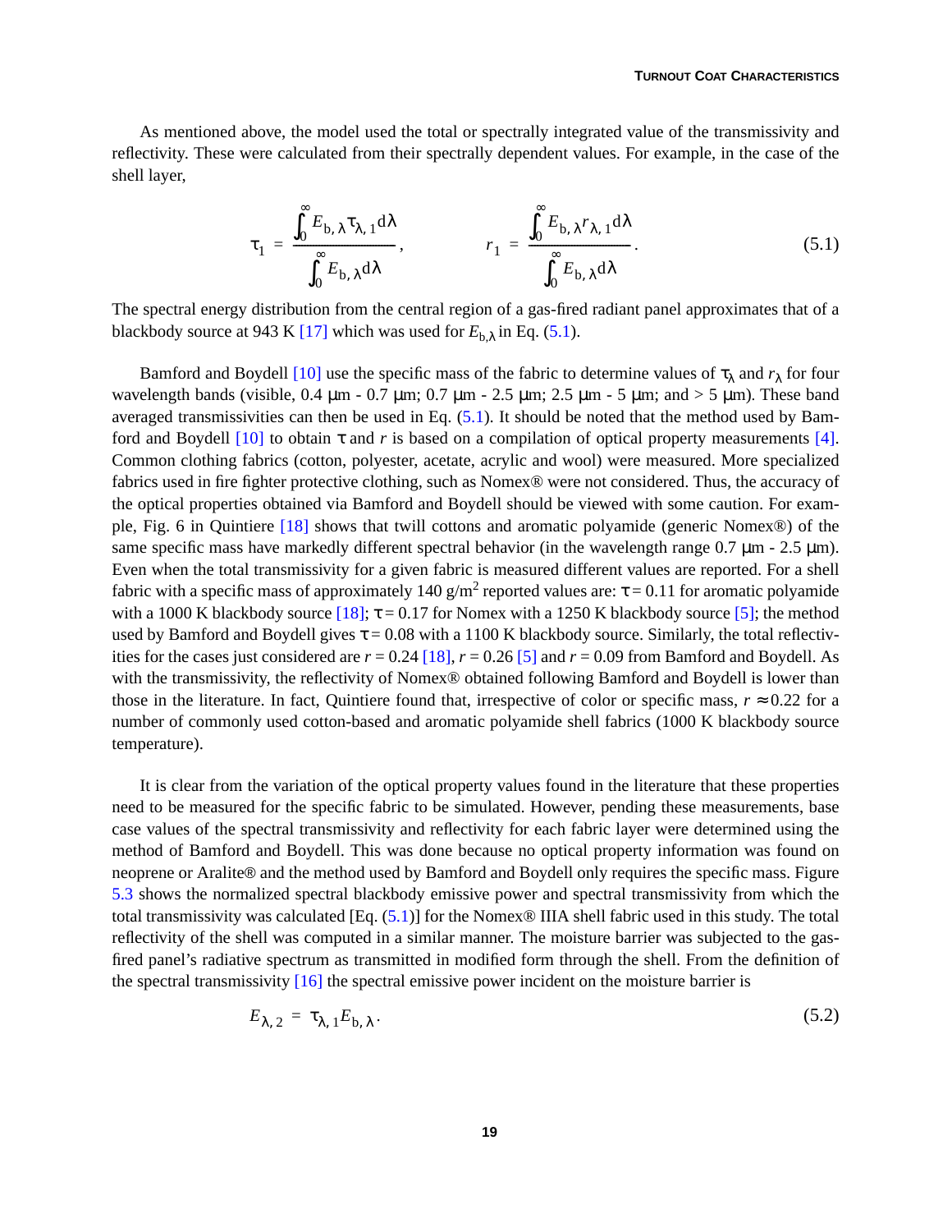As mentioned above, the model used the total or spectrally integrated value of the transmissivity and reflectivity. These were calculated from their spectrally dependent values. For example, in the case of the shell layer,

$$\tau_1 = \frac{\int_0^{\infty} E_{b,\lambda} \tau_{\lambda,1} d\lambda}{\int_0^{\infty} E_{b,\lambda} d\lambda}, \qquad r_1 = \frac{\int_0^{\infty} E_{b,\lambda} r_{\lambda,1} d\lambda}{\int_0^{\infty} E_{b,\lambda} d\lambda}. \tag{5.1}$$

The spectral energy distribution from the central region of a gas-fired radiant panel approximates that of a blackbody source at 943 K [17] which was used for $E_{b,\lambda}$ in Eq. (5.1).

Bamford and Boydell [10] use the specific mass of the fabric to determine values of $\tau_\lambda$ and $r_\lambda$ for four wavelength bands (visible, 0.4 μm - 0.7 μm; 0.7 μm - 2.5 μm; 2.5 μm - 5 μm; and > 5 μm). These band averaged transmissivities can then be used in Eq. (5.1). It should be noted that the method used by Bamford and Boydell [10] to obtain $\tau$ and $r$ is based on a compilation of optical property measurements [4]. Common clothing fabrics (cotton, polyester, acetate, acrylic and wool) were measured. More specialized fabrics used in fire fighter protective clothing, such as Nomex® were not considered. Thus, the accuracy of the optical properties obtained via Bamford and Boydell should be viewed with some caution. For example, Fig. 6 in Quintiere [18] shows that twill cottons and aromatic polyamide (generic Nomex®) of the same specific mass have markedly different spectral behavior (in the wavelength range 0.7 μm - 2.5 μm). Even when the total transmissivity for a given fabric is measured different values are reported. For a shell fabric with a specific mass of approximately 140 g/m$^2$ reported values are: $\tau = 0.11$ for aromatic polyamide with a 1000 K blackbody source [18]; $\tau = 0.17$ for Nomex with a 1250 K blackbody source [5]; the method used by Bamford and Boydell gives $\tau = 0.08$ with a 1100 K blackbody source. Similarly, the total reflectivities for the cases just considered are $r = 0.24$ [18], $r = 0.26$ [5] and $r = 0.09$ from Bamford and Boydell. As with the transmissivity, the reflectivity of Nomex® obtained following Bamford and Boydell is lower than those in the literature. In fact, Quintiere found that, irrespective of color or specific mass, $r \approx 0.22$ for a number of commonly used cotton-based and aromatic polyamide shell fabrics (1000 K blackbody source temperature).

It is clear from the variation of the optical property values found in the literature that these properties need to be measured for the specific fabric to be simulated. However, pending these measurements, base case values of the spectral transmissivity and reflectivity for each fabric layer were determined using the method of Bamford and Boydell. This was done because no optical property information was found on neoprene or Aralite® and the method used by Bamford and Boydell only requires the specific mass. Figure 5.3 shows the normalized spectral blackbody emissive power and spectral transmissivity from which the total transmissivity was calculated [Eq. (5.1)] for the Nomex® IIIA shell fabric used in this study. The total reflectivity of the shell was computed in a similar manner. The moisture barrier was subjected to the gas-fired panel's radiative spectrum as transmitted in modified form through the shell. From the definition of the spectral transmissivity [16] the spectral emissive power incident on the moisture barrier is

$$E_{\lambda,2} = \tau_{\lambda,1} E_{b,\lambda}. \tag{5.2}$$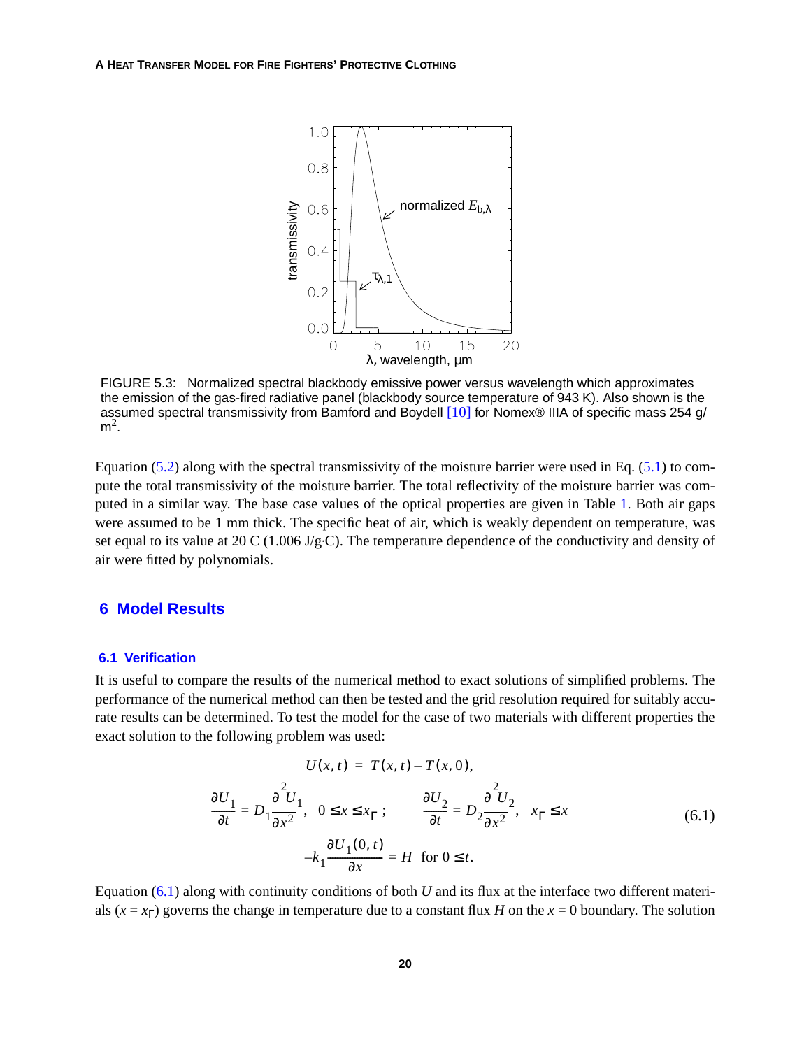FIGURE 5.3: Normalized spectral blackbody emissive power versus wavelength which approximates the emission of the gas-fired radiative panel (blackbody source temperature of 943 K). Also shown is the assumed spectral transmissivity from Bamford and Boydell [10] for Nomex® IIIA of specific mass 254 g/m$^2$.

Equation (5.2) along with the spectral transmissivity of the moisture barrier were used in Eq. (5.1) to compute the total transmissivity of the moisture barrier. The total reflectivity of the moisture barrier was computed in a similar way. The base case values of the optical properties are given in Table 1. Both air gaps were assumed to be 1 mm thick. The specific heat of air, which is weakly dependent on temperature, was set equal to its value at 20 C (1.006 J/g·C). The temperature dependence of the conductivity and density of air were fitted by polynomials.

## 6 Model Results

### 6.1 Verification

It is useful to compare the results of the numerical method to exact solutions of simplified problems. The performance of the numerical method can then be tested and the grid resolution required for suitably accurate results can be determined. To test the model for the case of two materials with different properties the exact solution to the following problem was used:

$$
\begin{gathered}
U(x,t) = T(x,t) - T(x,0), \\
\frac{\partial U_1}{\partial t} = D_1 \frac{\partial^2 U_1}{\partial x^2}, \quad 0 \le x \le x_\Gamma \; ; \qquad \frac{\partial U_2}{\partial t} = D_2 \frac{\partial^2 U_2}{\partial x^2}, \quad x_\Gamma \le x \\
-k_1 \frac{\partial U_1(0,t)}{\partial x} = H \quad \text{for } 0 \le t.
\end{gathered}
\tag{6.1}
$$

Equation (6.1) along with continuity conditions of both $U$ and its flux at the interface two different materials ($x = x_\Gamma$) governs the change in temperature due to a constant flux $H$ on the $x = 0$ boundary. The solution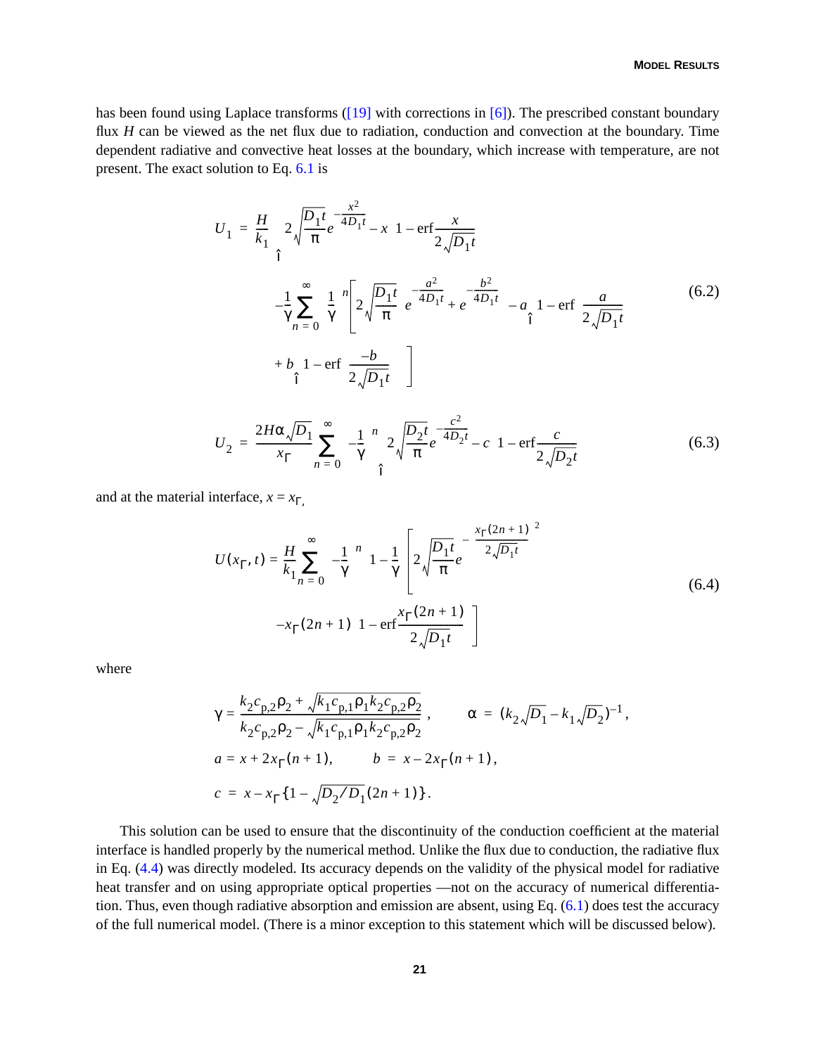has been found using Laplace transforms ([19] with corrections in [6]). The prescribed constant boundary flux $H$ can be viewed as the net flux due to radiation, conduction and convection at the boundary. Time dependent radiative and convective heat losses at the boundary, which increase with temperature, are not present. The exact solution to Eq. 6.1 is

$$
\begin{aligned}
U_1 = \frac{H}{k_1} \Bigg\{ & 2\sqrt{\frac{D_1 t}{\pi}} e^{-\frac{x^2}{4D_1 t}} - x\left(1 - \operatorname{erf}\frac{x}{2\sqrt{D_1 t}}\right) \\
& - \frac{1}{\gamma}\sum_{n=0}^{\infty}\left(\frac{1}{\gamma}\right)^n \left[ 2\sqrt{\frac{D_1 t}{\pi}}\left(e^{-\frac{a^2}{4D_1 t}} + e^{-\frac{b^2}{4D_1 t}}\right) - a\left\{1 - \operatorname{erf}\left(\frac{a}{2\sqrt{D_1 t}}\right)\right\} \right. \\
& \left. + b\left\{1 - \operatorname{erf}\left(\frac{-b}{2\sqrt{D_1 t}}\right)\right\} \right] \Bigg\}
\end{aligned}
\tag{6.2}
$$

$$
U_2 = \frac{2H\alpha\sqrt{D_1}}{x_\Gamma}\sum_{n=0}^{\infty}\left(-\frac{1}{\gamma}\right)^n \left\{ 2\sqrt{\frac{D_2 t}{\pi}} e^{-\frac{c^2}{4D_2 t}} - c\left(1 - \operatorname{erf}\frac{c}{2\sqrt{D_2 t}}\right)\right\}
\tag{6.3}
$$

and at the material interface, $x = x_\Gamma$,

$$
\begin{aligned}
U(x_\Gamma, t) = \frac{H}{k_1}\sum_{n=0}^{\infty}\left(-\frac{1}{\gamma}\right)^n \left(1 - \frac{1}{\gamma}\right) & \left[ 2\sqrt{\frac{D_1 t}{\pi}} e^{-\left(\frac{x_\Gamma(2n+1)}{2\sqrt{D_1 t}}\right)^2} \right. \\
& \left. - x_\Gamma(2n+1)\left(1 - \operatorname{erf}\frac{x_\Gamma(2n+1)}{2\sqrt{D_1 t}}\right) \right]
\end{aligned}
\tag{6.4}
$$

where

$$
\gamma = \frac{k_2 c_{p,2}\rho_2 + \sqrt{k_1 c_{p,1}\rho_1 k_2 c_{p,2}\rho_2}}{k_2 c_{p,2}\rho_2 - \sqrt{k_1 c_{p,1}\rho_1 k_2 c_{p,2}\rho_2}}, \qquad \alpha = (k_2\sqrt{D_1} - k_1\sqrt{D_2})^{-1},
$$

$$
a = x + 2x_\Gamma(n+1), \qquad b = x - 2x_\Gamma(n+1),
$$

$$
c = x - x_\Gamma\{1 - \sqrt{D_2/D_1}(2n+1)\}.
$$

This solution can be used to ensure that the discontinuity of the conduction coefficient at the material interface is handled properly by the numerical method. Unlike the flux due to conduction, the radiative flux in Eq. (4.4) was directly modeled. Its accuracy depends on the validity of the physical model for radiative heat transfer and on using appropriate optical properties —not on the accuracy of numerical differentiation. Thus, even though radiative absorption and emission are absent, using Eq. (6.1) does test the accuracy of the full numerical model. (There is a minor exception to this statement which will be discussed below).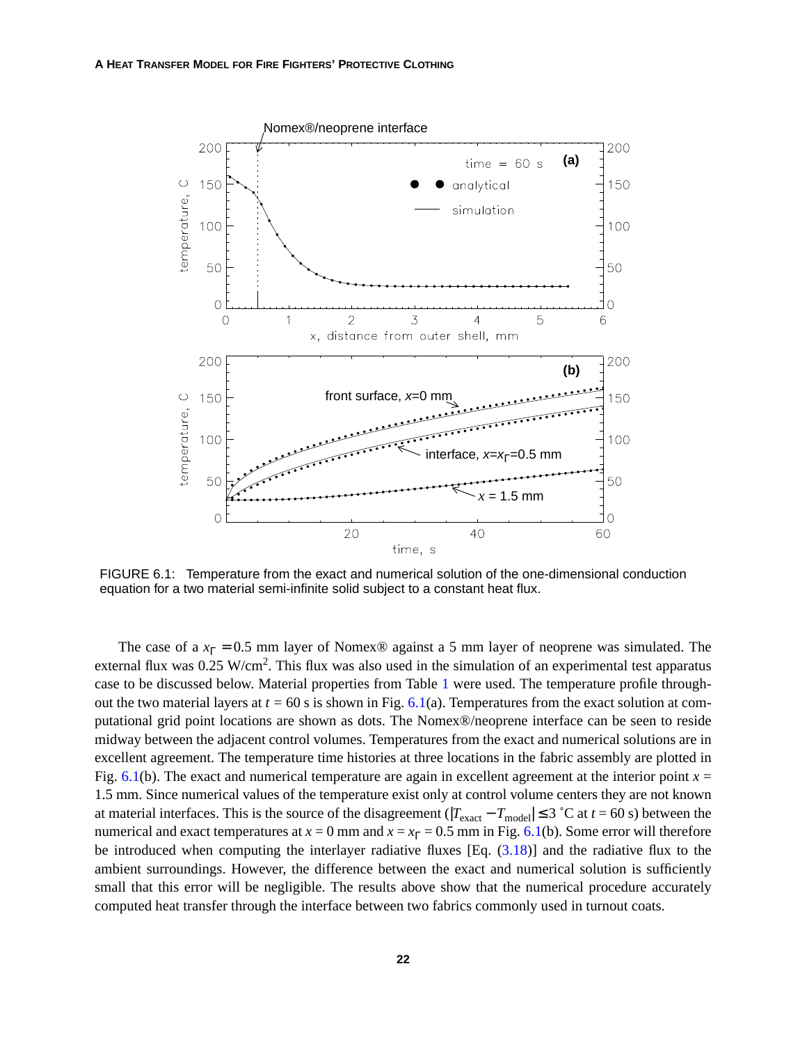FIGURE 6.1: Temperature from the exact and numerical solution of the one-dimensional conduction equation for a two material semi-infinite solid subject to a constant heat flux.

The case of a $x_\Gamma = 0.5$ mm layer of Nomex® against a 5 mm layer of neoprene was simulated. The external flux was 0.25 W/cm$^2$. This flux was also used in the simulation of an experimental test apparatus case to be discussed below. Material properties from Table 1 were used. The temperature profile throughout the two material layers at $t$ = 60 s is shown in Fig. 6.1(a). Temperatures from the exact solution at computational grid point locations are shown as dots. The Nomex®/neoprene interface can be seen to reside midway between the adjacent control volumes. Temperatures from the exact and numerical solutions are in excellent agreement. The temperature time histories at three locations in the fabric assembly are plotted in Fig. 6.1(b). The exact and numerical temperature are again in excellent agreement at the interior point $x$ = 1.5 mm. Since numerical values of the temperature exist only at control volume centers they are not known at material interfaces. This is the source of the disagreement ($|T_{\text{exact}} - T_{\text{model}}| \leq 3$ °C at $t$ = 60 s) between the numerical and exact temperatures at $x$ = 0 mm and $x = x_\Gamma$ = 0.5 mm in Fig. 6.1(b). Some error will therefore be introduced when computing the interlayer radiative fluxes [Eq. (3.18)] and the radiative flux to the ambient surroundings. However, the difference between the exact and numerical solution is sufficiently small that this error will be negligible. The results above show that the numerical procedure accurately computed heat transfer through the interface between two fabrics commonly used in turnout coats.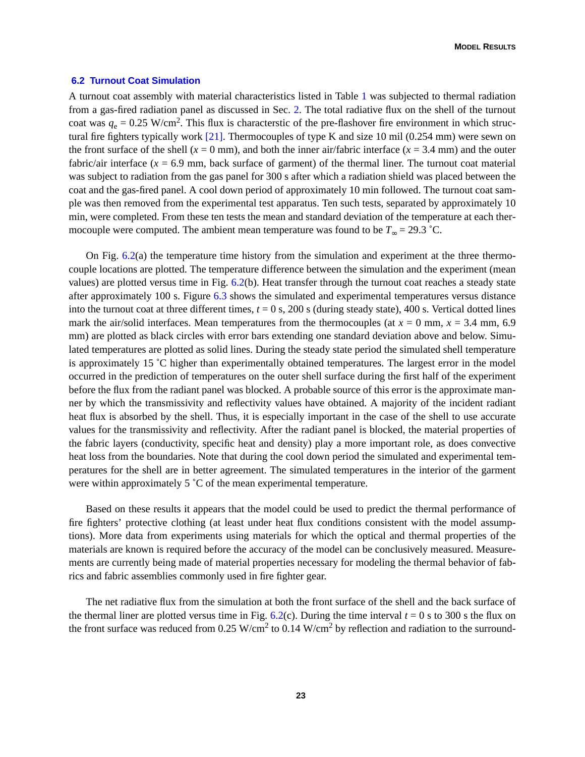### 6.2 Turnout Coat Simulation

A turnout coat assembly with material characteristics listed in Table 1 was subjected to thermal radiation from a gas-fired radiation panel as discussed in Sec. 2. The total radiative flux on the shell of the turnout coat was $q_e$ = 0.25 W/cm$^2$. This flux is characterstic of the pre-flashover fire environment in which structural fire fighters typically work [21]. Thermocouples of type K and size 10 mil (0.254 mm) were sewn on the front surface of the shell ($x$ = 0 mm), and both the inner air/fabric interface ($x$ = 3.4 mm) and the outer fabric/air interface ($x$ = 6.9 mm, back surface of garment) of the thermal liner. The turnout coat material was subject to radiation from the gas panel for 300 s after which a radiation shield was placed between the coat and the gas-fired panel. A cool down period of approximately 10 min followed. The turnout coat sample was then removed from the experimental test apparatus. Ten such tests, separated by approximately 10 min, were completed. From these ten tests the mean and standard deviation of the temperature at each thermocouple were computed. The ambient mean temperature was found to be $T_\infty$ = 29.3 ˚C.

On Fig. 6.2(a) the temperature time history from the simulation and experiment at the three thermocouple locations are plotted. The temperature difference between the simulation and the experiment (mean values) are plotted versus time in Fig. 6.2(b). Heat transfer through the turnout coat reaches a steady state after approximately 100 s. Figure 6.3 shows the simulated and experimental temperatures versus distance into the turnout coat at three different times, $t$ = 0 s, 200 s (during steady state), 400 s. Vertical dotted lines mark the air/solid interfaces. Mean temperatures from the thermocouples (at $x$ = 0 mm, $x$ = 3.4 mm, 6.9 mm) are plotted as black circles with error bars extending one standard deviation above and below. Simulated temperatures are plotted as solid lines. During the steady state period the simulated shell temperature is approximately 15 ˚C higher than experimentally obtained temperatures. The largest error in the model occurred in the prediction of temperatures on the outer shell surface during the first half of the experiment before the flux from the radiant panel was blocked. A probable source of this error is the approximate manner by which the transmissivity and reflectivity values have obtained. A majority of the incident radiant heat flux is absorbed by the shell. Thus, it is especially important in the case of the shell to use accurate values for the transmissivity and reflectivity. After the radiant panel is blocked, the material properties of the fabric layers (conductivity, specific heat and density) play a more important role, as does convective heat loss from the boundaries. Note that during the cool down period the simulated and experimental temperatures for the shell are in better agreement. The simulated temperatures in the interior of the garment were within approximately 5 ˚C of the mean experimental temperature.

Based on these results it appears that the model could be used to predict the thermal performance of fire fighters' protective clothing (at least under heat flux conditions consistent with the model assumptions). More data from experiments using materials for which the optical and thermal properties of the materials are known is required before the accuracy of the model can be conclusively measured. Measurements are currently being made of material properties necessary for modeling the thermal behavior of fabrics and fabric assemblies commonly used in fire fighter gear.

The net radiative flux from the simulation at both the front surface of the shell and the back surface of the thermal liner are plotted versus time in Fig. 6.2(c). During the time interval $t$ = 0 s to 300 s the flux on the front surface was reduced from 0.25 W/cm$^2$ to 0.14 W/cm$^2$ by reflection and radiation to the surround-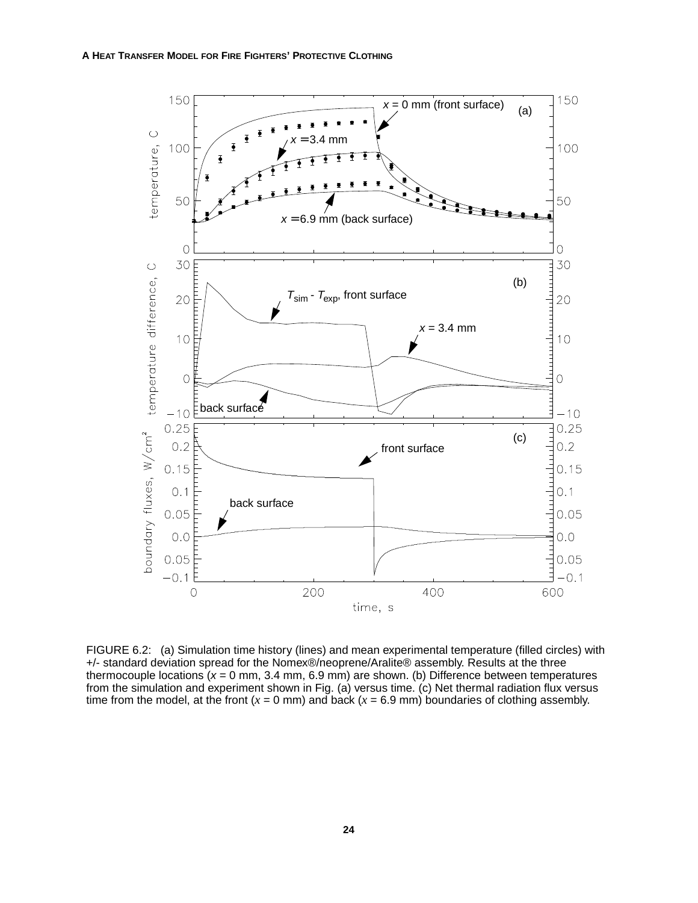FIGURE 6.2: (a) Simulation time history (lines) and mean experimental temperature (filled circles) with +/- standard deviation spread for the Nomex®/neoprene/Aralite® assembly. Results at the three thermocouple locations ($x$ = 0 mm, 3.4 mm, 6.9 mm) are shown. (b) Difference between temperatures from the simulation and experiment shown in Fig. (a) versus time. (c) Net thermal radiation flux versus time from the model, at the front ($x$ = 0 mm) and back ($x$ = 6.9 mm) boundaries of clothing assembly.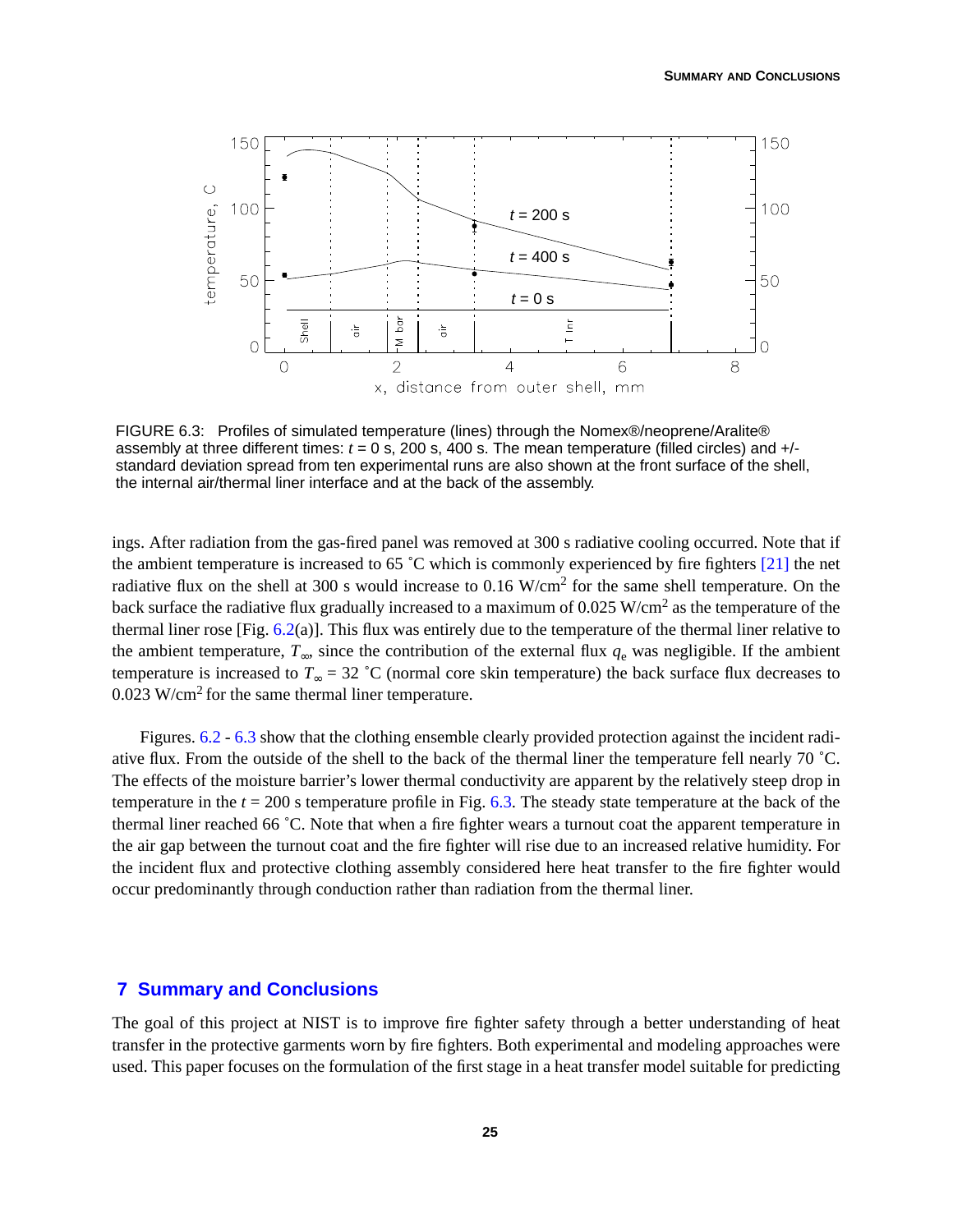FIGURE 6.3: Profiles of simulated temperature (lines) through the Nomex®/neoprene/Aralite® assembly at three different times: $t$ = 0 s, 200 s, 400 s. The mean temperature (filled circles) and +/- standard deviation spread from ten experimental runs are also shown at the front surface of the shell, the internal air/thermal liner interface and at the back of the assembly.

ings. After radiation from the gas-fired panel was removed at 300 s radiative cooling occurred. Note that if the ambient temperature is increased to 65 ˚C which is commonly experienced by fire fighters [21] the net radiative flux on the shell at 300 s would increase to 0.16 W/cm$^2$ for the same shell temperature. On the back surface the radiative flux gradually increased to a maximum of 0.025 W/cm$^2$ as the temperature of the thermal liner rose [Fig. 6.2(a)]. This flux was entirely due to the temperature of the thermal liner relative to the ambient temperature, $T_\infty$, since the contribution of the external flux $q_e$ was negligible. If the ambient temperature is increased to $T_\infty$ = 32 ˚C (normal core skin temperature) the back surface flux decreases to 0.023 W/cm$^2$ for the same thermal liner temperature.

Figures. 6.2 - 6.3 show that the clothing ensemble clearly provided protection against the incident radiative flux. From the outside of the shell to the back of the thermal liner the temperature fell nearly 70 ˚C. The effects of the moisture barrier's lower thermal conductivity are apparent by the relatively steep drop in temperature in the $t$ = 200 s temperature profile in Fig. 6.3. The steady state temperature at the back of the thermal liner reached 66 ˚C. Note that when a fire fighter wears a turnout coat the apparent temperature in the air gap between the turnout coat and the fire fighter will rise due to an increased relative humidity. For the incident flux and protective clothing assembly considered here heat transfer to the fire fighter would occur predominantly through conduction rather than radiation from the thermal liner.

## 7 Summary and Conclusions

The goal of this project at NIST is to improve fire fighter safety through a better understanding of heat transfer in the protective garments worn by fire fighters. Both experimental and modeling approaches were used. This paper focuses on the formulation of the first stage in a heat transfer model suitable for predicting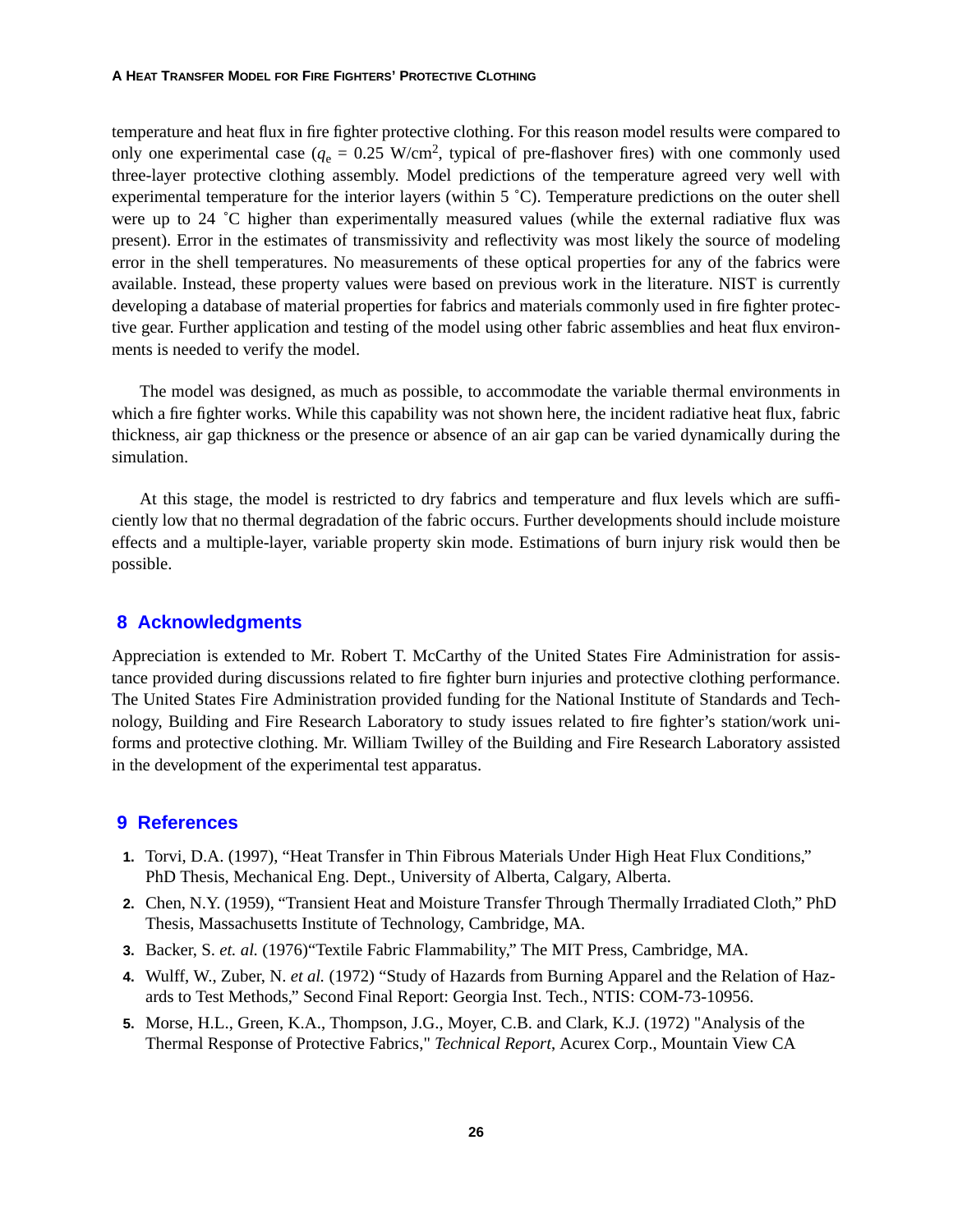temperature and heat flux in fire fighter protective clothing. For this reason model results were compared to only one experimental case ($q_e$ = 0.25 W/cm$^2$, typical of pre-flashover fires) with one commonly used three-layer protective clothing assembly. Model predictions of the temperature agreed very well with experimental temperature for the interior layers (within 5 ˚C). Temperature predictions on the outer shell were up to 24 ˚C higher than experimentally measured values (while the external radiative flux was present). Error in the estimates of transmissivity and reflectivity was most likely the source of modeling error in the shell temperatures. No measurements of these optical properties for any of the fabrics were available. Instead, these property values were based on previous work in the literature. NIST is currently developing a database of material properties for fabrics and materials commonly used in fire fighter protective gear. Further application and testing of the model using other fabric assemblies and heat flux environments is needed to verify the model.

The model was designed, as much as possible, to accommodate the variable thermal environments in which a fire fighter works. While this capability was not shown here, the incident radiative heat flux, fabric thickness, air gap thickness or the presence or absence of an air gap can be varied dynamically during the simulation.

At this stage, the model is restricted to dry fabrics and temperature and flux levels which are sufficiently low that no thermal degradation of the fabric occurs. Further developments should include moisture effects and a multiple-layer, variable property skin mode. Estimations of burn injury risk would then be possible.

## 8 Acknowledgments

Appreciation is extended to Mr. Robert T. McCarthy of the United States Fire Administration for assistance provided during discussions related to fire fighter burn injuries and protective clothing performance. The United States Fire Administration provided funding for the National Institute of Standards and Technology, Building and Fire Research Laboratory to study issues related to fire fighter's station/work uniforms and protective clothing. Mr. William Twilley of the Building and Fire Research Laboratory assisted in the development of the experimental test apparatus.

## 9 References

1. Torvi, D.A. (1997), "Heat Transfer in Thin Fibrous Materials Under High Heat Flux Conditions," PhD Thesis, Mechanical Eng. Dept., University of Alberta, Calgary, Alberta.
2. Chen, N.Y. (1959), "Transient Heat and Moisture Transfer Through Thermally Irradiated Cloth," PhD Thesis, Massachusetts Institute of Technology, Cambridge, MA.
3. Backer, S. *et. al.* (1976)"Textile Fabric Flammability," The MIT Press, Cambridge, MA.
4. Wulff, W., Zuber, N. *et al.* (1972) "Study of Hazards from Burning Apparel and the Relation of Hazards to Test Methods," Second Final Report: Georgia Inst. Tech., NTIS: COM-73-10956.
5. Morse, H.L., Green, K.A., Thompson, J.G., Moyer, C.B. and Clark, K.J. (1972) "Analysis of the Thermal Response of Protective Fabrics," *Technical Report*, Acurex Corp., Mountain View CA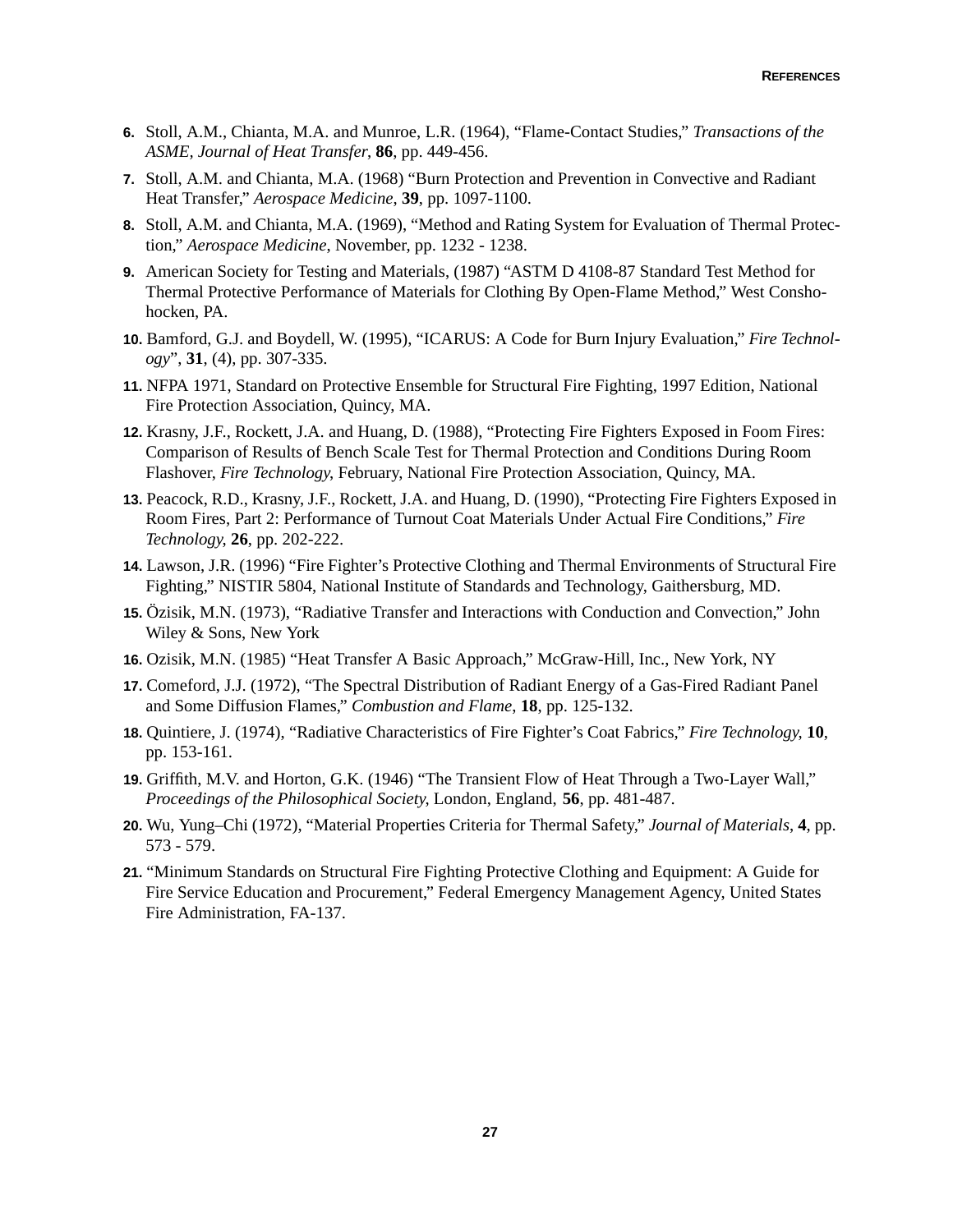6. Stoll, A.M., Chianta, M.A. and Munroe, L.R. (1964), "Flame-Contact Studies," *Transactions of the ASME, Journal of Heat Transfer*, **86**, pp. 449-456.

7. Stoll, A.M. and Chianta, M.A. (1968) "Burn Protection and Prevention in Convective and Radiant Heat Transfer," *Aerospace Medicine*, **39**, pp. 1097-1100.

8. Stoll, A.M. and Chianta, M.A. (1969), "Method and Rating System for Evaluation of Thermal Protection," *Aerospace Medicine*, November, pp. 1232 - 1238.

9. American Society for Testing and Materials, (1987) "ASTM D 4108-87 Standard Test Method for Thermal Protective Performance of Materials for Clothing By Open-Flame Method," West Conshohocken, PA.

10. Bamford, G.J. and Boydell, W. (1995), "ICARUS: A Code for Burn Injury Evaluation," *Fire Technology*", **31**, (4), pp. 307-335.

11. NFPA 1971, Standard on Protective Ensemble for Structural Fire Fighting, 1997 Edition, National Fire Protection Association, Quincy, MA.

12. Krasny, J.F., Rockett, J.A. and Huang, D. (1988), "Protecting Fire Fighters Exposed in Foom Fires: Comparison of Results of Bench Scale Test for Thermal Protection and Conditions During Room Flashover, *Fire Technology*, February, National Fire Protection Association, Quincy, MA.

13. Peacock, R.D., Krasny, J.F., Rockett, J.A. and Huang, D. (1990), "Protecting Fire Fighters Exposed in Room Fires, Part 2: Performance of Turnout Coat Materials Under Actual Fire Conditions," *Fire Technology*, **26**, pp. 202-222.

14. Lawson, J.R. (1996) "Fire Fighter's Protective Clothing and Thermal Environments of Structural Fire Fighting," NISTIR 5804, National Institute of Standards and Technology, Gaithersburg, MD.

15. Özisik, M.N. (1973), "Radiative Transfer and Interactions with Conduction and Convection," John Wiley & Sons, New York

16. Ozisik, M.N. (1985) "Heat Transfer A Basic Approach," McGraw-Hill, Inc., New York, NY

17. Comeford, J.J. (1972), "The Spectral Distribution of Radiant Energy of a Gas-Fired Radiant Panel and Some Diffusion Flames," *Combustion and Flame*, **18**, pp. 125-132.

18. Quintiere, J. (1974), "Radiative Characteristics of Fire Fighter's Coat Fabrics," *Fire Technology*, **10**, pp. 153-161.

19. Griffith, M.V. and Horton, G.K. (1946) "The Transient Flow of Heat Through a Two-Layer Wall," *Proceedings of the Philosophical Society*, London, England, **56**, pp. 481-487.

20. Wu, Yung–Chi (1972), "Material Properties Criteria for Thermal Safety," *Journal of Materials*, **4**, pp. 573 - 579.

21. "Minimum Standards on Structural Fire Fighting Protective Clothing and Equipment: A Guide for Fire Service Education and Procurement," Federal Emergency Management Agency, United States Fire Administration, FA-137.